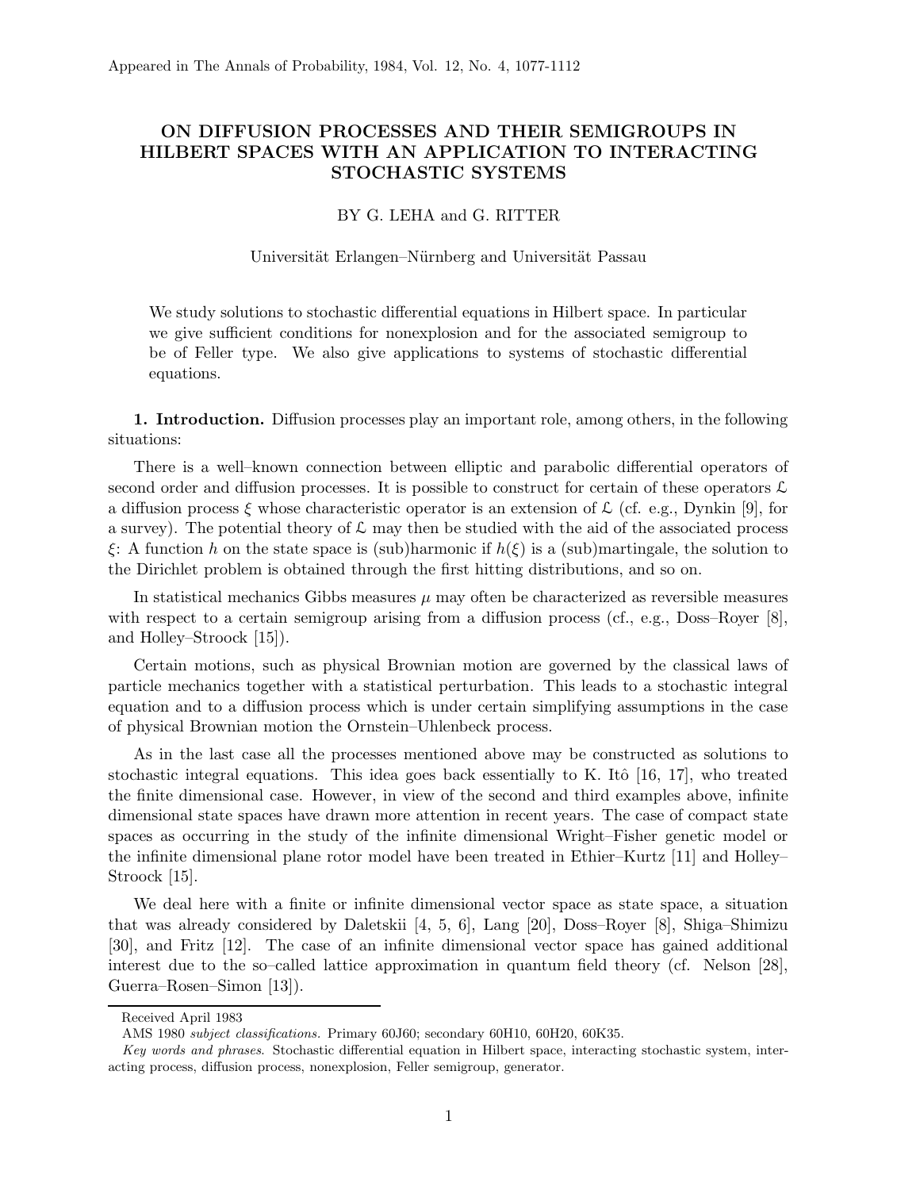Appeared in The Annals of Probability, 1984, Vol. 12, No. 4, 1077-1112

# ON DIFFUSION PROCESSES AND THEIR SEMIGROUPS IN HILBERT SPACES WITH AN APPLICATION TO INTERACTING STOCHASTIC SYSTEMS

BY G. LEHA and G. RITTER

Universität Erlangen–Nürnberg and Universität Passau

We study solutions to stochastic differential equations in Hilbert space. In particular we give sufficient conditions for nonexplosion and for the associated semigroup to be of Feller type. We also give applications to systems of stochastic differential equations.

**1. Introduction.** Diffusion processes play an important role, among others, in the following situations:

There is a well–known connection between elliptic and parabolic differential operators of second order and diffusion processes. It is possible to construct for certain of these operators $\mathcal{L}$ a diffusion process $\xi$ whose characteristic operator is an extension of $\mathcal{L}$ (cf. e.g., Dynkin [9], for a survey). The potential theory of $\mathcal{L}$ may then be studied with the aid of the associated process $\xi$: A function $h$ on the state space is (sub)harmonic if $h(\xi)$ is a (sub)martingale, the solution to the Dirichlet problem is obtained through the first hitting distributions, and so on.

In statistical mechanics Gibbs measures $\mu$ may often be characterized as reversible measures with respect to a certain semigroup arising from a diffusion process (cf., e.g., Doss–Royer [8], and Holley–Stroock [15]).

Certain motions, such as physical Brownian motion are governed by the classical laws of particle mechanics together with a statistical perturbation. This leads to a stochastic integral equation and to a diffusion process which is under certain simplifying assumptions in the case of physical Brownian motion the Ornstein–Uhlenbeck process.

As in the last case all the processes mentioned above may be constructed as solutions to stochastic integral equations. This idea goes back essentially to K. Itô [16, 17], who treated the finite dimensional case. However, in view of the second and third examples above, infinite dimensional state spaces have drawn more attention in recent years. The case of compact state spaces as occurring in the study of the infinite dimensional Wright–Fisher genetic model or the infinite dimensional plane rotor model have been treated in Ethier–Kurtz [11] and Holley–Stroock [15].

We deal here with a finite or infinite dimensional vector space as state space, a situation that was already considered by Daletskii [4, 5, 6], Lang [20], Doss–Royer [8], Shiga–Shimizu [30], and Fritz [12]. The case of an infinite dimensional vector space has gained additional interest due to the so–called lattice approximation in quantum field theory (cf. Nelson [28], Guerra–Rosen–Simon [13]).

---

Received April 1983

AMS 1980 *subject classifications.* Primary 60J60; secondary 60H10, 60H20, 60K35.

*Key words and phrases.* Stochastic differential equation in Hilbert space, interacting stochastic system, interacting process, diffusion process, nonexplosion, Feller semigroup, generator.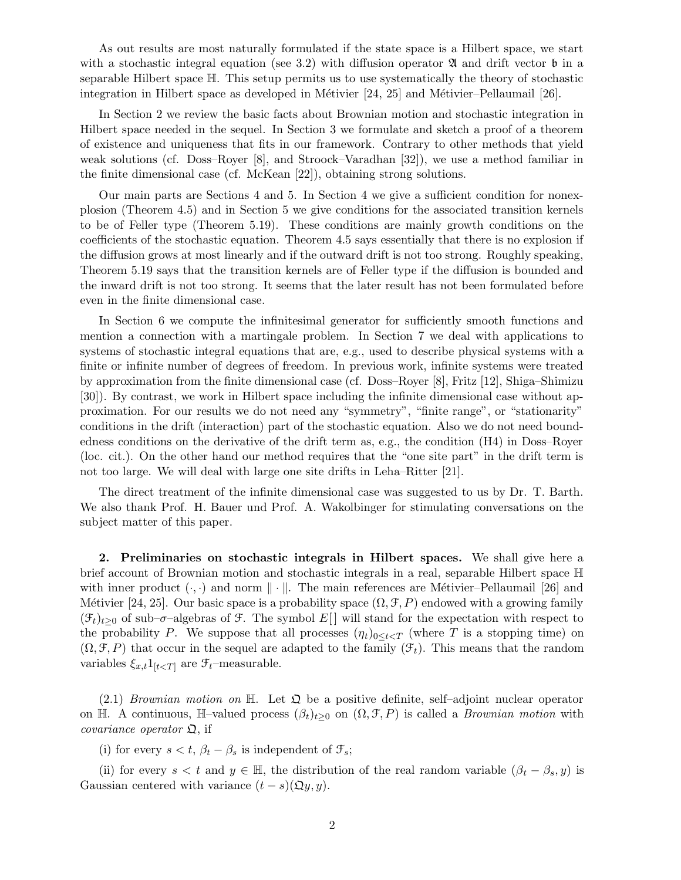As out results are most naturally formulated if the state space is a Hilbert space, we start with a stochastic integral equation (see 3.2) with diffusion operator $\mathfrak{A}$ and drift vector $\mathfrak{b}$ in a separable Hilbert space $\mathbb{H}$. This setup permits us to use systematically the theory of stochastic integration in Hilbert space as developed in Métivier [24, 25] and Métivier–Pellaumail [26].

In Section 2 we review the basic facts about Brownian motion and stochastic integration in Hilbert space needed in the sequel. In Section 3 we formulate and sketch a proof of a theorem of existence and uniqueness that fits in our framework. Contrary to other methods that yield weak solutions (cf. Doss–Royer [8], and Stroock–Varadhan [32]), we use a method familiar in the finite dimensional case (cf. McKean [22]), obtaining strong solutions.

Our main parts are Sections 4 and 5. In Section 4 we give a sufficient condition for nonexplosion (Theorem 4.5) and in Section 5 we give conditions for the associated transition kernels to be of Feller type (Theorem 5.19). These conditions are mainly growth conditions on the coefficients of the stochastic equation. Theorem 4.5 says essentially that there is no explosion if the diffusion grows at most linearly and if the outward drift is not too strong. Roughly speaking, Theorem 5.19 says that the transition kernels are of Feller type if the diffusion is bounded and the inward drift is not too strong. It seems that the later result has not been formulated before even in the finite dimensional case.

In Section 6 we compute the infinitesimal generator for sufficiently smooth functions and mention a connection with a martingale problem. In Section 7 we deal with applications to systems of stochastic integral equations that are, e.g., used to describe physical systems with a finite or infinite number of degrees of freedom. In previous work, infinite systems were treated by approximation from the finite dimensional case (cf. Doss–Royer [8], Fritz [12], Shiga–Shimizu [30]). By contrast, we work in Hilbert space including the infinite dimensional case without approximation. For our results we do not need any "symmetry", "finite range", or "stationarity" conditions in the drift (interaction) part of the stochastic equation. Also we do not need boundedness conditions on the derivative of the drift term as, e.g., the condition (H4) in Doss–Royer (loc. cit.). On the other hand our method requires that the "one site part" in the drift term is not too large. We will deal with large one site drifts in Leha–Ritter [21].

The direct treatment of the infinite dimensional case was suggested to us by Dr. T. Barth. We also thank Prof. H. Bauer und Prof. A. Wakolbinger for stimulating conversations on the subject matter of this paper.

## 2. Preliminaries on stochastic integrals in Hilbert spaces.

We shall give here a brief account of Brownian motion and stochastic integrals in a real, separable Hilbert space $\mathbb{H}$ with inner product $(\cdot,\cdot)$ and norm $\|\cdot\|$. The main references are Métivier–Pellaumail [26] and Métivier [24, 25]. Our basic space is a probability space $(\Omega, \mathcal{F}, P)$ endowed with a growing family $(\mathcal{F}_t)_{t\geq 0}$ of sub–$\sigma$–algebras of $\mathcal{F}$. The symbol $E[\,]$ will stand for the expectation with respect to the probability $P$. We suppose that all processes $(\eta_t)_{0\leq t<T}$ (where $T$ is a stopping time) on $(\Omega, \mathcal{F}, P)$ that occur in the sequel are adapted to the family $(\mathcal{F}_t)$. This means that the random variables $\xi_{x,t}1_{[t<T]}$ are $\mathcal{F}_t$–measurable.

(2.1) *Brownian motion on* $\mathbb{H}$. Let $\mathfrak{Q}$ be a positive definite, self–adjoint nuclear operator on $\mathbb{H}$. A continuous, $\mathbb{H}$–valued process $(\beta_t)_{t\geq 0}$ on $(\Omega, \mathcal{F}, P)$ is called a *Brownian motion* with *covariance operator* $\mathfrak{Q}$, if

(i) for every $s<t$, $\beta_t - \beta_s$ is independent of $\mathcal{F}_s$;

(ii) for every $s<t$ and $y \in \mathbb{H}$, the distribution of the real random variable $(\beta_t - \beta_s, y)$ is Gaussian centered with variance $(t-s)(\mathfrak{Q}y, y)$.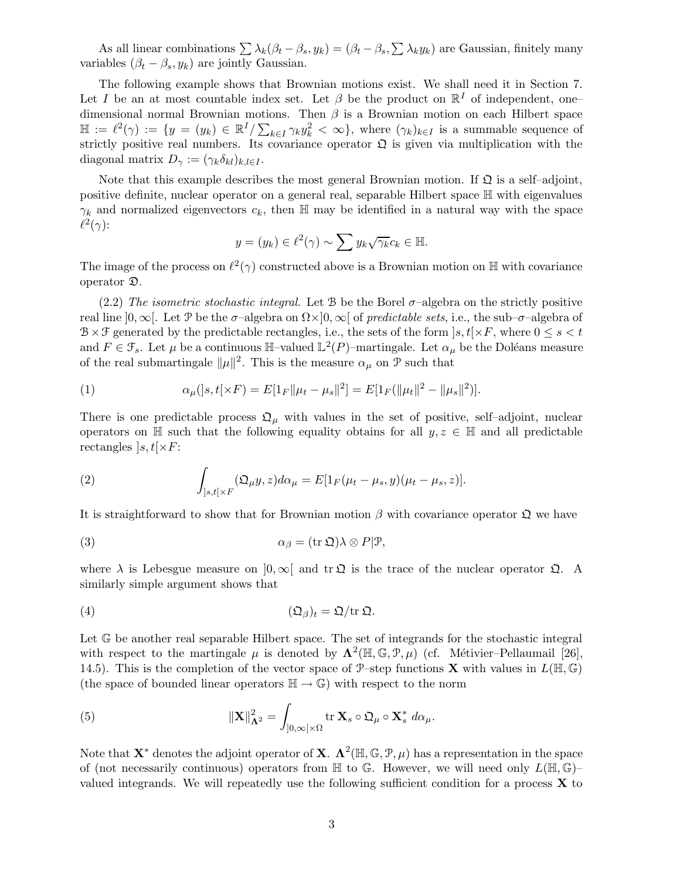As all linear combinations $\sum \lambda_k(\beta_t - \beta_s, y_k) = (\beta_t - \beta_s, \sum \lambda_k y_k)$ are Gaussian, finitely many variables $(\beta_t - \beta_s, y_k)$ are jointly Gaussian.

The following example shows that Brownian motions exist. We shall need it in Section 7. Let $I$ be an at most countable index set. Let $\beta$ be the product on $\mathbb{R}^I$ of independent, one–dimensional normal Brownian motions. Then $\beta$ is a Brownian motion on each Hilbert space $\mathbb{H} := \ell^2(\gamma) := \{y = (y_k) \in \mathbb{R}^I / \sum_{k\in I} \gamma_k y_k^2 < \infty\}$, where $(\gamma_k)_{k\in I}$ is a summable sequence of strictly positive real numbers. Its covariance operator $\mathfrak{Q}$ is given via multiplication with the diagonal matrix $D_\gamma := (\gamma_k \delta_{kl})_{k,l\in I}$.

Note that this example describes the most general Brownian motion. If $\mathfrak{Q}$ is a self–adjoint, positive definite, nuclear operator on a general real, separable Hilbert space $\mathbb{H}$ with eigenvalues $\gamma_k$ and normalized eigenvectors $c_k$, then $\mathbb{H}$ may be identified in a natural way with the space $\ell^2(\gamma)$:

$$y = (y_k) \in \ell^2(\gamma) \sim \sum y_k \sqrt{\gamma_k} c_k \in \mathbb{H}.$$

The image of the process on $\ell^2(\gamma)$ constructed above is a Brownian motion on $\mathbb{H}$ with covariance operator $\mathfrak{D}$.

(2.2) *The isometric stochastic integral.* Let $\mathcal{B}$ be the Borel $\sigma$–algebra on the strictly positive real line $]0,\infty[$. Let $\mathcal{P}$ be the $\sigma$–algebra on $\Omega\times]0,\infty[$ of *predictable sets*, i.e., the sub–$\sigma$–algebra of $\mathcal{B}\times\mathcal{F}$ generated by the predictable rectangles, i.e., the sets of the form $]s,t[\times F$, where $0 \le s < t$ and $F \in \mathcal{F}_s$. Let $\mu$ be a continuous $\mathbb{H}$–valued $\mathbb{L}^2(P)$–martingale. Let $\alpha_\mu$ be the Doléans measure of the real submartingale $\|\mu\|^2$. This is the measure $\alpha_\mu$ on $\mathcal{P}$ such that

$$\alpha_\mu(]s,t[\times F) = E[1_F \|\mu_t - \mu_s\|^2] = E[1_F(\|\mu_t\|^2 - \|\mu_s\|^2)]. \tag{1}$$

There is one predictable process $\mathfrak{Q}_\mu$ with values in the set of positive, self–adjoint, nuclear operators on $\mathbb{H}$ such that the following equality obtains for all $y, z \in \mathbb{H}$ and all predictable rectangles $]s,t[\times F$:

$$\int_{]s,t[\times F} (\mathfrak{Q}_\mu y, z) d\alpha_\mu = E[1_F(\mu_t - \mu_s, y)(\mu_t - \mu_s, z)]. \tag{2}$$

It is straightforward to show that for Brownian motion $\beta$ with covariance operator $\mathfrak{Q}$ we have

$$\alpha_\beta = (\mathrm{tr}\,\mathfrak{Q})\lambda \otimes P|\mathcal{P}, \tag{3}$$

where $\lambda$ is Lebesgue measure on $]0,\infty[$ and $\mathrm{tr}\,\mathfrak{Q}$ is the trace of the nuclear operator $\mathfrak{Q}$. A similarly simple argument shows that

$$(\mathfrak{Q}_\beta)_t = \mathfrak{Q}/\mathrm{tr}\,\mathfrak{Q}. \tag{4}$$

Let $\mathbb{G}$ be another real separable Hilbert space. The set of integrands for the stochastic integral with respect to the martingale $\mu$ is denoted by $\mathbf{\Lambda}^2(\mathbb{H}, \mathbb{G}, \mathcal{P}, \mu)$ (cf. Métivier–Pellaumail [26], 14.5). This is the completion of the vector space of $\mathcal{P}$–step functions $\mathbf{X}$ with values in $L(\mathbb{H}, \mathbb{G})$ (the space of bounded linear operators $\mathbb{H} \to \mathbb{G}$) with respect to the norm

$$\|\mathbf{X}\|^2_{\mathbf{\Lambda}^2} = \int_{]0,\infty[\times\Omega} \mathrm{tr}\,\mathbf{X}_s \circ \mathfrak{Q}_\mu \circ \mathbf{X}_s^* \, d\alpha_\mu. \tag{5}$$

Note that $\mathbf{X}^*$ denotes the adjoint operator of $\mathbf{X}$. $\mathbf{\Lambda}^2(\mathbb{H}, \mathbb{G}, \mathcal{P}, \mu)$ has a representation in the space of (not necessarily continuous) operators from $\mathbb{H}$ to $\mathbb{G}$. However, we will need only $L(\mathbb{H}, \mathbb{G})$–valued integrands. We will repeatedly use the following sufficient condition for a process $\mathbf{X}$ to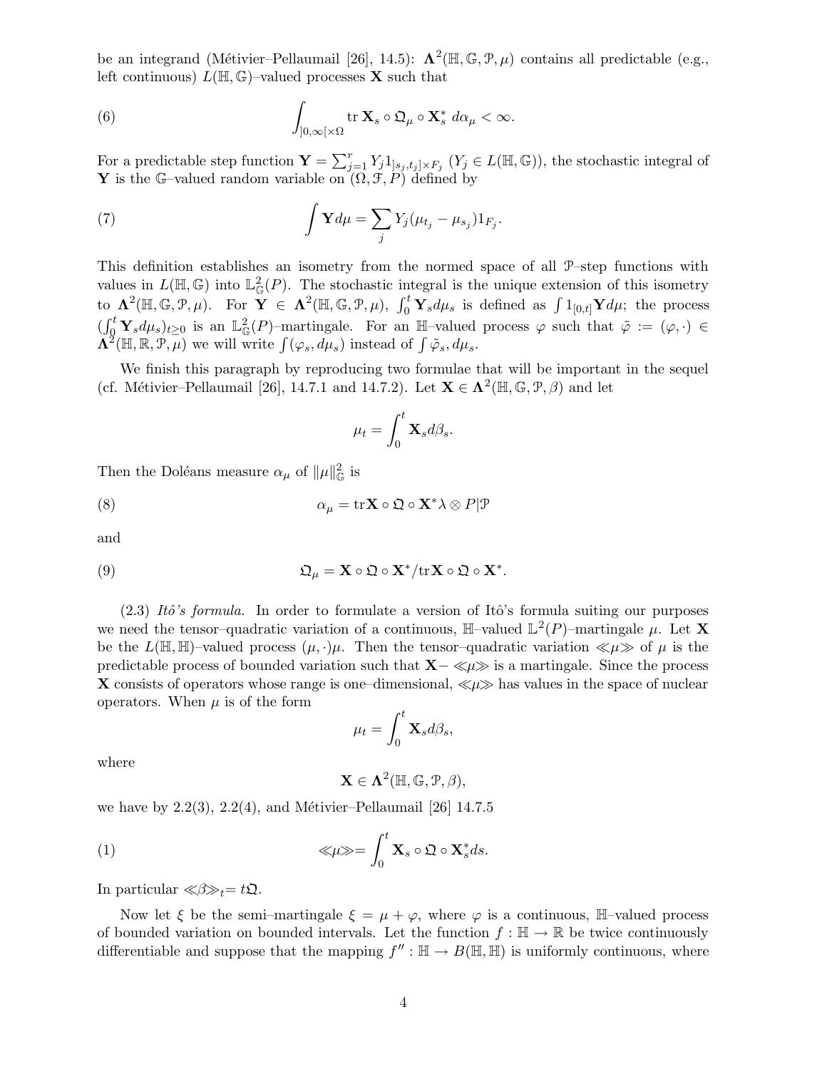be an integrand (Métivier–Pellaumail [26], 14.5): $\mathbf{\Lambda}^2(\mathbb{H}, \mathbb{G}, \mathcal{P}, \mu)$ contains all predictable (e.g., left continuous) $L(\mathbb{H}, \mathbb{G})$–valued processes $\mathbf{X}$ such that

$$\int_{]0,\infty[\times\Omega} \operatorname{tr} \mathbf{X}_s \circ \mathfrak{Q}_\mu \circ \mathbf{X}_s^* \, d\alpha_\mu < \infty. \tag{6}$$

For a predictable step function $\mathbf{Y} = \sum_{j=1}^r Y_j 1_{]s_j,t_j]\times F_j}$ ($Y_j \in L(\mathbb{H}, \mathbb{G})$), the stochastic integral of $\mathbf{Y}$ is the $\mathbb{G}$–valued random variable on $(\Omega, \mathcal{F}, P)$ defined by

$$\int \mathbf{Y} d\mu = \sum_j Y_j(\mu_{t_j} - \mu_{s_j}) 1_{F_j}. \tag{7}$$

This definition establishes an isometry from the normed space of all $\mathcal{P}$–step functions with values in $L(\mathbb{H}, \mathbb{G})$ into $\mathbb{L}^2_{\mathbb{G}}(P)$. The stochastic integral is the unique extension of this isometry to $\mathbf{\Lambda}^2(\mathbb{H}, \mathbb{G}, \mathcal{P}, \mu)$. For $\mathbf{Y} \in \mathbf{\Lambda}^2(\mathbb{H}, \mathbb{G}, \mathcal{P}, \mu)$, $\int_0^t \mathbf{Y}_s d\mu_s$ is defined as $\int 1_{[0,t]} \mathbf{Y} d\mu$; the process $(\int_0^t \mathbf{Y}_s d\mu_s)_{t\geq 0}$ is an $\mathbb{L}^2_{\mathbb{G}}(P)$–martingale. For an $\mathbb{H}$–valued process $\varphi$ such that $\tilde{\varphi} := (\varphi, \cdot) \in \mathbf{\Lambda}^2(\mathbb{H}, \mathbb{R}, \mathcal{P}, \mu)$ we will write $\int(\varphi_s, d\mu_s)$ instead of $\int \tilde{\varphi}_s, d\mu_s$.

We finish this paragraph by reproducing two formulae that will be important in the sequel (cf. Métivier–Pellaumail [26], 14.7.1 and 14.7.2). Let $\mathbf{X} \in \mathbf{\Lambda}^2(\mathbb{H}, \mathbb{G}, \mathcal{P}, \beta)$ and let

$$\mu_t = \int_0^t \mathbf{X}_s d\beta_s.$$

Then the Doléans measure $\alpha_\mu$ of $\|\mu\|^2_{\mathbb{G}}$ is

$$\alpha_\mu = \operatorname{tr} \mathbf{X} \circ \mathfrak{Q} \circ \mathbf{X}^* \lambda \otimes P|\mathcal{P} \tag{8}$$

and

$$\mathfrak{Q}_\mu = \mathbf{X} \circ \mathfrak{Q} \circ \mathbf{X}^* / \operatorname{tr} \mathbf{X} \circ \mathfrak{Q} \circ \mathbf{X}^*. \tag{9}$$

(2.3) *Itô's formula.* In order to formulate a version of Itô's formula suiting our purposes we need the tensor–quadratic variation of a continuous, $\mathbb{H}$–valued $\mathbb{L}^2(P)$–martingale $\mu$. Let $\mathbf{X}$ be the $L(\mathbb{H}, \mathbb{H})$–valued process $(\mu, \cdot)\mu$. Then the tensor–quadratic variation $\langle\!\langle \mu \rangle\!\rangle$ of $\mu$ is the predictable process of bounded variation such that $\mathbf{X} - \langle\!\langle \mu \rangle\!\rangle$ is a martingale. Since the process $\mathbf{X}$ consists of operators whose range is one–dimensional, $\langle\!\langle \mu \rangle\!\rangle$ has values in the space of nuclear operators. When $\mu$ is of the form

$$\mu_t = \int_0^t \mathbf{X}_s d\beta_s,$$

where

$$\mathbf{X} \in \mathbf{\Lambda}^2(\mathbb{H}, \mathbb{G}, \mathcal{P}, \beta),$$

we have by 2.2(3), 2.2(4), and Métivier–Pellaumail [26] 14.7.5

$$\langle\!\langle \mu \rangle\!\rangle = \int_0^t \mathbf{X}_s \circ \mathfrak{Q} \circ \mathbf{X}_s^* ds. \tag{1}$$

In particular $\langle\!\langle \beta \rangle\!\rangle_t = t\mathfrak{Q}$.

Now let $\xi$ be the semi–martingale $\xi = \mu + \varphi$, where $\varphi$ is a continuous, $\mathbb{H}$–valued process of bounded variation on bounded intervals. Let the function $f : \mathbb{H} \to \mathbb{R}$ be twice continuously differentiable and suppose that the mapping $f'' : \mathbb{H} \to B(\mathbb{H}, \mathbb{H})$ is uniformly continuous, where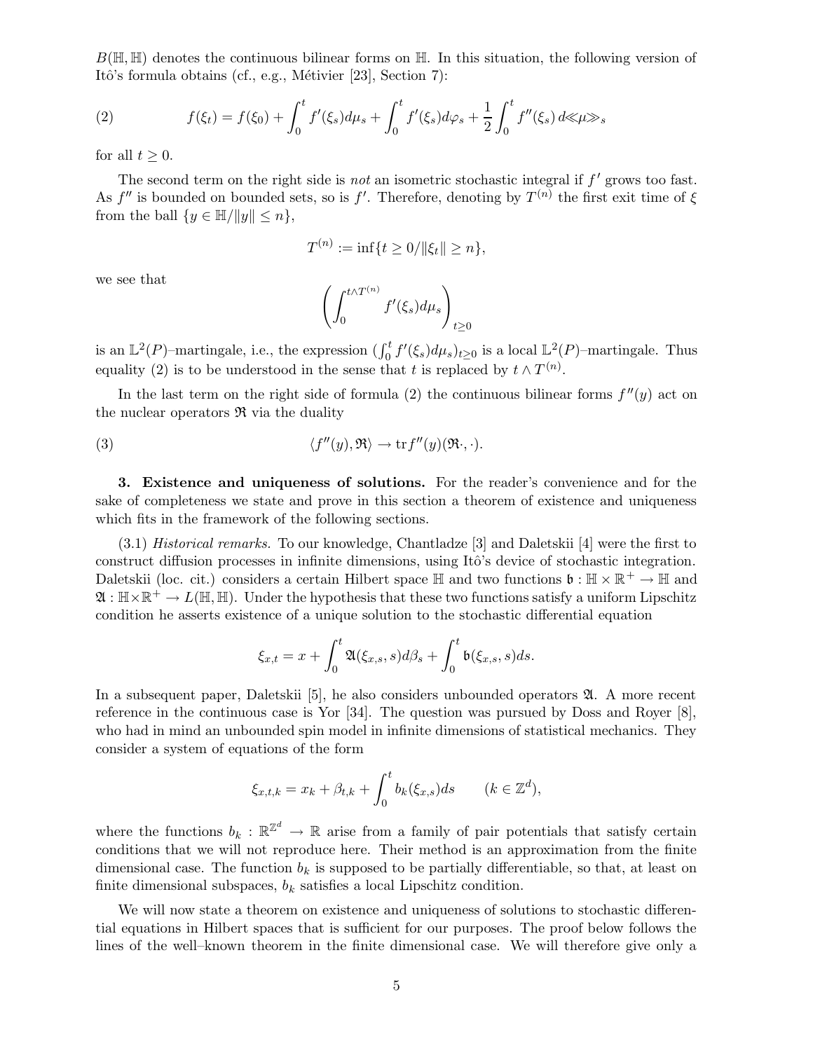$B(\mathbb{H}, \mathbb{H})$ denotes the continuous bilinear forms on $\mathbb{H}$. In this situation, the following version of Itô's formula obtains (cf., e.g., Métivier [23], Section 7):

$$f(\xi_t) = f(\xi_0) + \int_0^t f'(\xi_s) d\mu_s + \int_0^t f'(\xi_s) d\varphi_s + \frac{1}{2} \int_0^t f''(\xi_s)\, d\!\ll\!\mu\!\gg_s \tag{2}$$

for all $t \geq 0$.

The second term on the right side is *not* an isometric stochastic integral if $f'$ grows too fast. As $f''$ is bounded on bounded sets, so is $f'$. Therefore, denoting by $T^{(n)}$ the first exit time of $\xi$ from the ball $\{y \in \mathbb{H} / \|y\| \leq n\}$,

$$T^{(n)} := \inf\{t \geq 0 / \|\xi_t\| \geq n\},$$

we see that

$$\left( \int_0^{t \wedge T^{(n)}} f'(\xi_s) d\mu_s \right)_{t \geq 0}$$

is an $\mathbb{L}^2(P)$–martingale, i.e., the expression $(\int_0^t f'(\xi_s) d\mu_s)_{t\geq 0}$ is a local $\mathbb{L}^2(P)$–martingale. Thus equality (2) is to be understood in the sense that $t$ is replaced by $t \wedge T^{(n)}$.

In the last term on the right side of formula (2) the continuous bilinear forms $f''(y)$ act on the nuclear operators $\mathfrak{R}$ via the duality

$$\langle f''(y), \mathfrak{R} \rangle \to \operatorname{tr} f''(y)(\mathfrak{R}\cdot, \cdot). \tag{3}$$

**3. Existence and uniqueness of solutions.** For the reader's convenience and for the sake of completeness we state and prove in this section a theorem of existence and uniqueness which fits in the framework of the following sections.

(3.1) *Historical remarks.* To our knowledge, Chantladze [3] and Daletskii [4] were the first to construct diffusion processes in infinite dimensions, using Itô's device of stochastic integration. Daletskii (loc. cit.) considers a certain Hilbert space $\mathbb{H}$ and two functions $\mathfrak{b} : \mathbb{H} \times \mathbb{R}^+ \to \mathbb{H}$ and $\mathfrak{A} : \mathbb{H} \times \mathbb{R}^+ \to L(\mathbb{H}, \mathbb{H})$. Under the hypothesis that these two functions satisfy a uniform Lipschitz condition he asserts existence of a unique solution to the stochastic differential equation

$$\xi_{x,t} = x + \int_0^t \mathfrak{A}(\xi_{x,s}, s) d\beta_s + \int_0^t \mathfrak{b}(\xi_{x,s}, s) ds.$$

In a subsequent paper, Daletskii [5], he also considers unbounded operators $\mathfrak{A}$. A more recent reference in the continuous case is Yor [34]. The question was pursued by Doss and Royer [8], who had in mind an unbounded spin model in infinite dimensions of statistical mechanics. They consider a system of equations of the form

$$\xi_{x,t,k} = x_k + \beta_{t,k} + \int_0^t b_k(\xi_{x,s}) ds \qquad (k \in \mathbb{Z}^d),$$

where the functions $b_k : \mathbb{R}^{\mathbb{Z}^d} \to \mathbb{R}$ arise from a family of pair potentials that satisfy certain conditions that we will not reproduce here. Their method is an approximation from the finite dimensional case. The function $b_k$ is supposed to be partially differentiable, so that, at least on finite dimensional subspaces, $b_k$ satisfies a local Lipschitz condition.

We will now state a theorem on existence and uniqueness of solutions to stochastic differential equations in Hilbert spaces that is sufficient for our purposes. The proof below follows the lines of the well–known theorem in the finite dimensional case. We will therefore give only a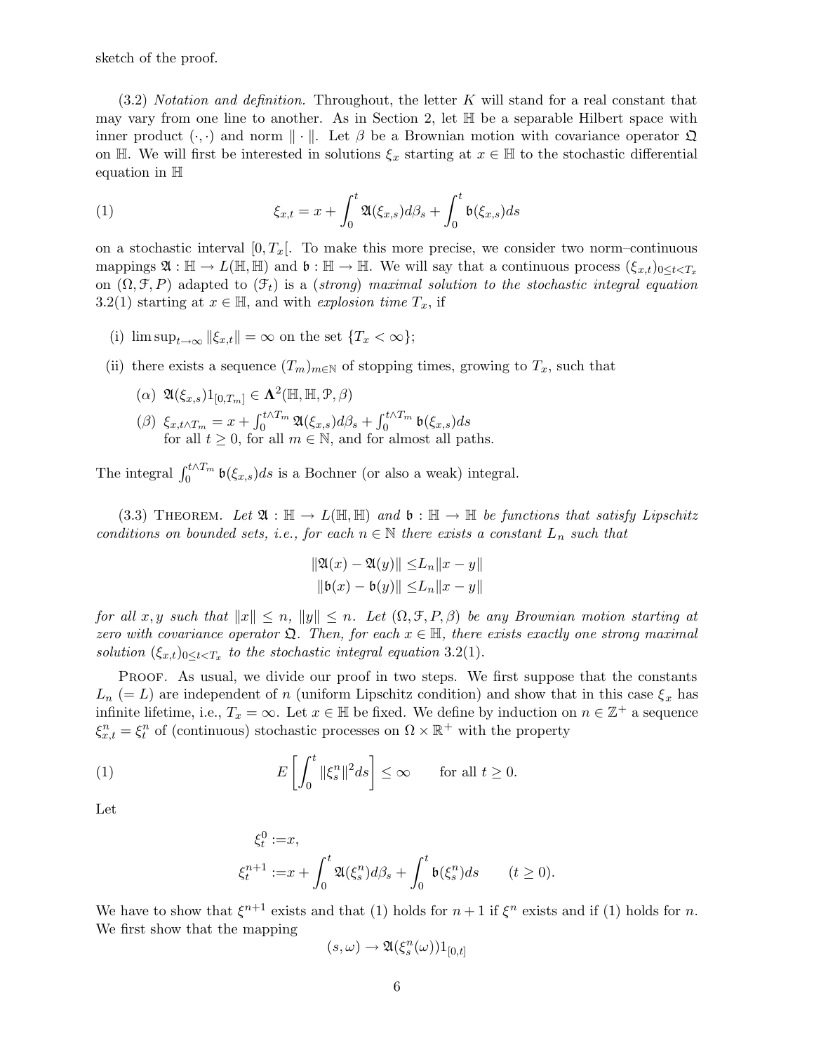sketch of the proof.

(3.2) *Notation and definition.* Throughout, the letter $K$ will stand for a real constant that may vary from one line to another. As in Section 2, let $\mathbb{H}$ be a separable Hilbert space with inner product $(\cdot,\cdot)$ and norm $\|\cdot\|$. Let $\beta$ be a Brownian motion with covariance operator $\mathfrak{Q}$ on $\mathbb{H}$. We will first be interested in solutions $\xi_x$ starting at $x \in \mathbb{H}$ to the stochastic differential equation in $\mathbb{H}$

$$\xi_{x,t} = x + \int_0^t \mathfrak{A}(\xi_{x,s})d\beta_s + \int_0^t \mathfrak{b}(\xi_{x,s})ds \tag{1}$$

on a stochastic interval $[0, T_x[$. To make this more precise, we consider two norm–continuous mappings $\mathfrak{A} : \mathbb{H} \to L(\mathbb{H},\mathbb{H})$ and $\mathfrak{b} : \mathbb{H} \to \mathbb{H}$. We will say that a continuous process $(\xi_{x,t})_{0\le t<T_x}$ on $(\Omega, \mathcal{F}, P)$ adapted to $(\mathcal{F}_t)$ is a (*strong*) *maximal solution to the stochastic integral equation* 3.2(1) starting at $x \in \mathbb{H}$, and with *explosion time* $T_x$, if

- (i) $\limsup_{t\to\infty} \|\xi_{x,t}\| = \infty$ on the set $\{T_x < \infty\}$;
- (ii) there exists a sequence $(T_m)_{m\in\mathbb{N}}$ of stopping times, growing to $T_x$, such that
  - ($\alpha$) $\mathfrak{A}(\xi_{x,s})1_{[0,T_m]} \in \mathbf{\Lambda}^2(\mathbb{H},\mathbb{H},\mathcal{P},\beta)$
  - ($\beta$) $\xi_{x,t\wedge T_m} = x + \int_0^{t\wedge T_m} \mathfrak{A}(\xi_{x,s})d\beta_s + \int_0^{t\wedge T_m} \mathfrak{b}(\xi_{x,s})ds$
    for all $t \ge 0$, for all $m \in \mathbb{N}$, and for almost all paths.

The integral $\int_0^{t\wedge T_m} \mathfrak{b}(\xi_{x,s})ds$ is a Bochner (or also a weak) integral.

(3.3) Theorem. *Let $\mathfrak{A} : \mathbb{H} \to L(\mathbb{H},\mathbb{H})$ and $\mathfrak{b} : \mathbb{H} \to \mathbb{H}$ be functions that satisfy Lipschitz conditions on bounded sets, i.e., for each $n \in \mathbb{N}$ there exists a constant $L_n$ such that*

$$\begin{aligned}\|\mathfrak{A}(x) - \mathfrak{A}(y)\| &\le L_n\|x-y\|\\ \|\mathfrak{b}(x) - \mathfrak{b}(y)\| &\le L_n\|x-y\|\end{aligned}$$

*for all $x, y$ such that $\|x\| \le n$, $\|y\| \le n$. Let $(\Omega, \mathcal{F}, P, \beta)$ be any Brownian motion starting at zero with covariance operator $\mathfrak{Q}$. Then, for each $x \in \mathbb{H}$, there exists exactly one strong maximal solution $(\xi_{x,t})_{0\le t<T_x}$ to the stochastic integral equation 3.2(1).*

Proof. As usual, we divide our proof in two steps. We first suppose that the constants $L_n$ $(= L)$ are independent of $n$ (uniform Lipschitz condition) and show that in this case $\xi_x$ has infinite lifetime, i.e., $T_x = \infty$. Let $x \in \mathbb{H}$ be fixed. We define by induction on $n \in \mathbb{Z}^+$ a sequence $\xi^n_{x,t} = \xi^n_t$ of (continuous) stochastic processes on $\Omega \times \mathbb{R}^+$ with the property

$$E\left[\int_0^t \|\xi^n_s\|^2 ds\right] \le \infty \qquad \text{for all } t \ge 0. \tag{1}$$

Let

$$\begin{aligned}\xi^0_t :=& x,\\ \xi^{n+1}_t :=& x + \int_0^t \mathfrak{A}(\xi^n_s)d\beta_s + \int_0^t \mathfrak{b}(\xi^n_s)ds \qquad (t \ge 0).\end{aligned}$$

We have to show that $\xi^{n+1}$ exists and that (1) holds for $n+1$ if $\xi^n$ exists and if (1) holds for $n$. We first show that the mapping

$$(s,\omega) \to \mathfrak{A}(\xi^n_s(\omega))1_{[0,t]}$$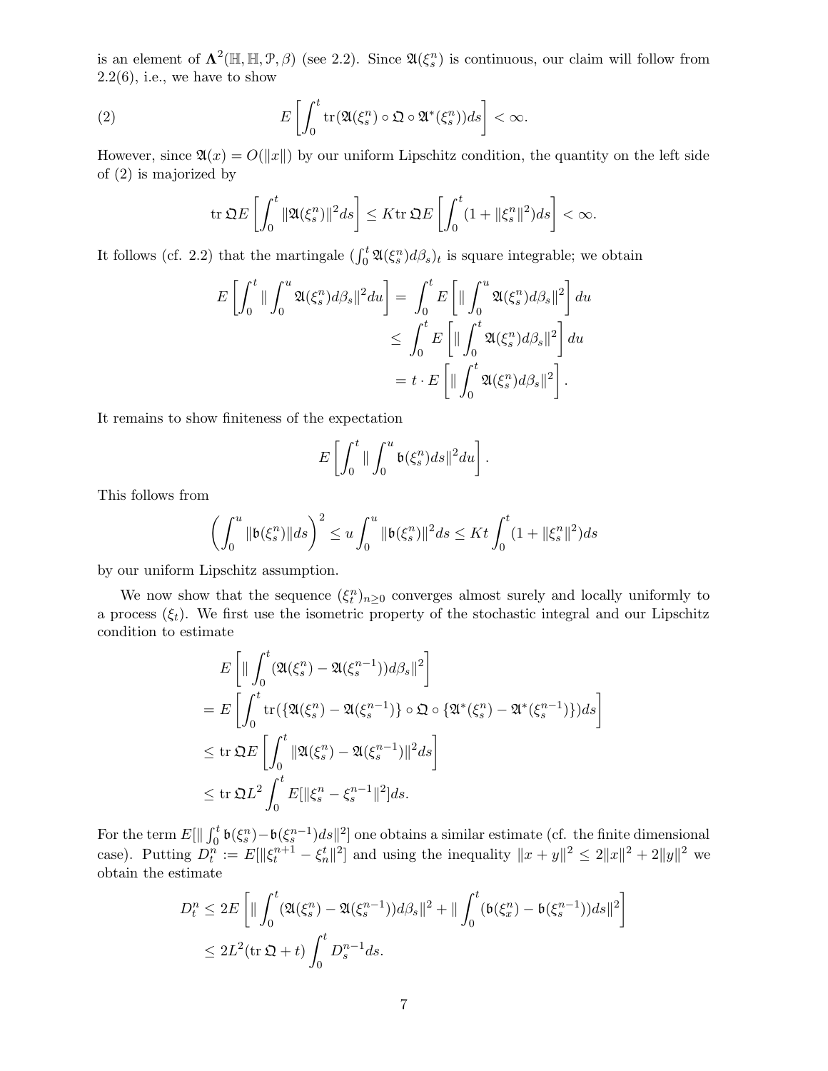is an element of $\mathbf{\Lambda}^2(\mathbb{H}, \mathbb{H}, \mathcal{P}, \beta)$ (see 2.2). Since $\mathfrak{A}(\xi_s^n)$ is continuous, our claim will follow from 2.2(6), i.e., we have to show

$$E\left[\int_0^t \operatorname{tr}(\mathfrak{A}(\xi_s^n) \circ \mathfrak{Q} \circ \mathfrak{A}^*(\xi_s^n)) ds\right] < \infty. \tag{2}$$

However, since $\mathfrak{A}(x) = O(\|x\|)$ by our uniform Lipschitz condition, the quantity on the left side of (2) is majorized by

$$\operatorname{tr} \mathfrak{Q} E\left[\int_0^t \|\mathfrak{A}(\xi_s^n)\|^2 ds\right] \le K \operatorname{tr} \mathfrak{Q} E\left[\int_0^t (1 + \|\xi_s^n\|^2) ds\right] < \infty.$$

It follows (cf. 2.2) that the martingale $(\int_0^t \mathfrak{A}(\xi_s^n) d\beta_s)_t$ is square integrable; we obtain

$$\begin{aligned} E\left[\int_0^t \| \int_0^u \mathfrak{A}(\xi_s^n) d\beta_s\|^2 du\right] &= \int_0^t E\left[\| \int_0^u \mathfrak{A}(\xi_s^n) d\beta_s\|^2\right] du \\ &\le \int_0^t E\left[\| \int_0^t \mathfrak{A}(\xi_s^n) d\beta_s\|^2\right] du \\ &= t \cdot E\left[\| \int_0^t \mathfrak{A}(\xi_s^n) d\beta_s\|^2\right]. \end{aligned}$$

It remains to show finiteness of the expectation

$$E\left[\int_0^t \| \int_0^u \mathfrak{b}(\xi_s^n) ds\|^2 du\right].$$

This follows from

$$\left(\int_0^u \|\mathfrak{b}(\xi_s^n)\| ds\right)^2 \le u \int_0^u \|\mathfrak{b}(\xi_s^n)\|^2 ds \le Kt \int_0^t (1 + \|\xi_s^n\|^2) ds$$

by our uniform Lipschitz assumption.

We now show that the sequence $(\xi_t^n)_{n \ge 0}$ converges almost surely and locally uniformly to a process $(\xi_t)$. We first use the isometric property of the stochastic integral and our Lipschitz condition to estimate

$$\begin{aligned} & E\left[\| \int_0^t (\mathfrak{A}(\xi_s^n) - \mathfrak{A}(\xi_s^{n-1})) d\beta_s\|^2\right] \\ &= E\left[\int_0^t \operatorname{tr}(\{\mathfrak{A}(\xi_s^n) - \mathfrak{A}(\xi_s^{n-1})\} \circ \mathfrak{Q} \circ \{\mathfrak{A}^*(\xi_s^n) - \mathfrak{A}^*(\xi_s^{n-1})\}) ds\right] \\ &\le \operatorname{tr} \mathfrak{Q} E\left[\int_0^t \|\mathfrak{A}(\xi_s^n) - \mathfrak{A}(\xi_s^{n-1})\|^2 ds\right] \\ &\le \operatorname{tr} \mathfrak{Q} L^2 \int_0^t E[\|\xi_s^n - \xi_s^{n-1}\|^2] ds. \end{aligned}$$

For the term $E[\| \int_0^t \mathfrak{b}(\xi_s^n) - \mathfrak{b}(\xi_s^{n-1}) ds\|^2]$ one obtains a similar estimate (cf. the finite dimensional case). Putting $D_t^n := E[\|\xi_t^{n+1} - \xi_n^t\|^2]$ and using the inequality $\|x + y\|^2 \le 2\|x\|^2 + 2\|y\|^2$ we obtain the estimate

$$\begin{aligned} D_t^n &\le 2E\left[\| \int_0^t (\mathfrak{A}(\xi_s^n) - \mathfrak{A}(\xi_s^{n-1})) d\beta_s\|^2 + \| \int_0^t (\mathfrak{b}(\xi_x^n) - \mathfrak{b}(\xi_s^{n-1})) ds\|^2\right] \\ &\le 2L^2(\operatorname{tr} \mathfrak{Q} + t) \int_0^t D_s^{n-1} ds. \end{aligned}$$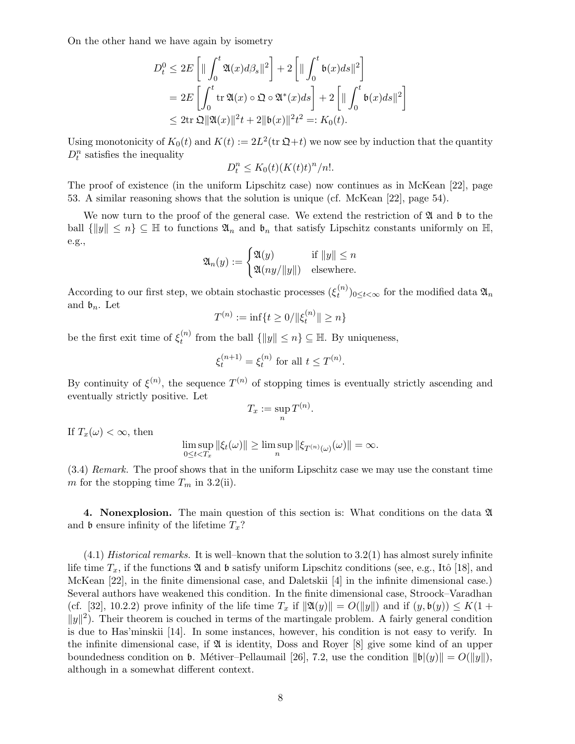On the other hand we have again by isometry

$$
\begin{aligned}
D_t^0 &\leq 2E\left[\|\int_0^t \mathfrak{A}(x)d\beta_s\|^2\right] + 2\left[\|\int_0^t \mathfrak{b}(x)ds\|^2\right] \\
&= 2E\left[\int_0^t \operatorname{tr} \mathfrak{A}(x) \circ \mathfrak{Q} \circ \mathfrak{A}^*(x)ds\right] + 2\left[\|\int_0^t \mathfrak{b}(x)ds\|^2\right] \\
&\leq 2\operatorname{tr} \mathfrak{Q}\|\mathfrak{A}(x)\|^2 t + 2\|\mathfrak{b}(x)\|^2 t^2 =: K_0(t).
\end{aligned}
$$

Using monotonicity of $K_0(t)$ and $K(t) := 2L^2(\operatorname{tr} \mathfrak{Q} + t)$ we now see by induction that the quantity $D_t^n$ satisfies the inequality

$$
D_t^n \leq K_0(t)(K(t)t)^n/n!.
$$

The proof of existence (in the uniform Lipschitz case) now continues as in McKean [22], page 53. A similar reasoning shows that the solution is unique (cf. McKean [22], page 54).

We now turn to the proof of the general case. We extend the restriction of $\mathfrak{A}$ and $\mathfrak{b}$ to the ball $\{\|y\| \leq n\} \subseteq \mathbb{H}$ to functions $\mathfrak{A}_n$ and $\mathfrak{b}_n$ that satisfy Lipschitz constants uniformly on $\mathbb{H}$, e.g.,

$$
\mathfrak{A}_n(y) := \begin{cases} \mathfrak{A}(y) & \text{if } \|y\| \leq n \\ \mathfrak{A}(ny/\|y\|) & \text{elsewhere.} \end{cases}
$$

According to our first step, we obtain stochastic processes $(\xi_t^{(n)})_{0 \leq t < \infty}$ for the modified data $\mathfrak{A}_n$ and $\mathfrak{b}_n$. Let

$$
T^{(n)} := \inf\{t \geq 0 / \|\xi_t^{(n)}\| \geq n\}
$$

be the first exit time of $\xi_t^{(n)}$ from the ball $\{\|y\| \leq n\} \subseteq \mathbb{H}$. By uniqueness,

$$
\xi_t^{(n+1)} = \xi_t^{(n)} \text{ for all } t \leq T^{(n)}.
$$

By continuity of $\xi^{(n)}$, the sequence $T^{(n)}$ of stopping times is eventually strictly ascending and eventually strictly positive. Let

$$
T_x := \sup_n T^{(n)}.
$$

If $T_x(\omega) < \infty$, then

$$
\limsup_{0 \leq t < T_x} \|\xi_t(\omega)\| \geq \limsup_n \|\xi_{T^{(n)}(\omega)}(\omega)\| = \infty.
$$

(3.4) *Remark.* The proof shows that in the uniform Lipschitz case we may use the constant time $m$ for the stopping time $T_m$ in 3.2(ii).

**4. Nonexplosion.** The main question of this section is: What conditions on the data $\mathfrak{A}$ and $\mathfrak{b}$ ensure infinity of the lifetime $T_x$?

(4.1) *Historical remarks.* It is well–known that the solution to 3.2(1) has almost surely infinite life time $T_x$, if the functions $\mathfrak{A}$ and $\mathfrak{b}$ satisfy uniform Lipschitz conditions (see, e.g., Itô [18], and McKean [22], in the finite dimensional case, and Daletskii [4] in the infinite dimensional case.) Several authors have weakened this condition. In the finite dimensional case, Stroock–Varadhan (cf. [32], 10.2.2) prove infinity of the life time $T_x$ if $\|\mathfrak{A}(y)\| = O(\|y\|)$ and if $(y, \mathfrak{b}(y)) \leq K(1 + \|y\|^2)$. Their theorem is couched in terms of the martingale problem. A fairly general condition is due to Has'minskii [14]. In some instances, however, his condition is not easy to verify. In the infinite dimensional case, if $\mathfrak{A}$ is identity, Doss and Royer [8] give some kind of an upper boundedness condition on $\mathfrak{b}$. Métiver–Pellaumail [26], 7.2, use the condition $\|\mathfrak{b}|(y)\| = O(\|y\|)$, although in a somewhat different context.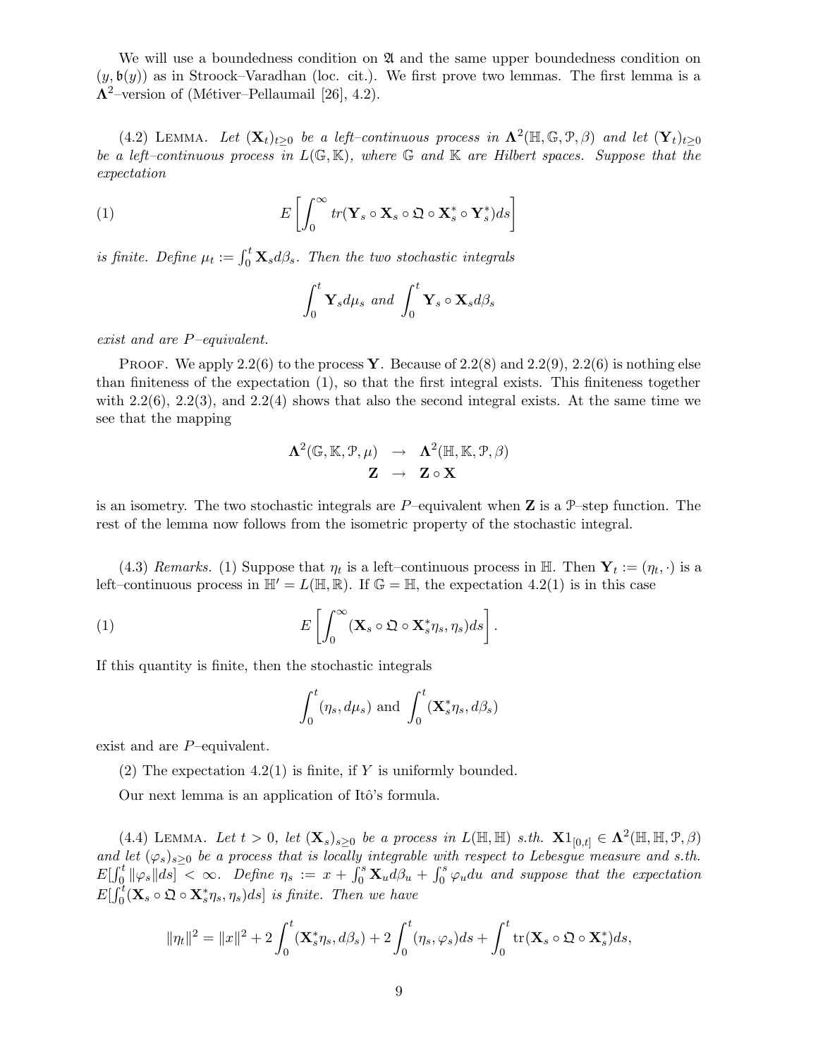We will use a boundedness condition on $\mathfrak{A}$ and the same upper boundedness condition on $(y, \mathfrak{b}(y))$ as in Stroock–Varadhan (loc. cit.). We first prove two lemmas. The first lemma is a $\mathbf{\Lambda}^2$–version of (Métiver–Pellaumail [26], 4.2).

(4.2) LEMMA. *Let $(\mathbf{X}_t)_{t\geq 0}$ be a left–continuous process in $\mathbf{\Lambda}^2(\mathbb{H}, \mathbb{G}, \mathcal{P}, \beta)$ and let $(\mathbf{Y}_t)_{t\geq 0}$ be a left–continuous process in $L(\mathbb{G}, \mathbb{K})$, where $\mathbb{G}$ and $\mathbb{K}$ are Hilbert spaces. Suppose that the expectation*

$$
(1) \qquad E\left[\int_0^\infty tr(\mathbf{Y}_s \circ \mathbf{X}_s \circ \mathfrak{Q} \circ \mathbf{X}_s^* \circ \mathbf{Y}_s^*) ds\right]
$$

*is finite. Define $\mu_t := \int_0^t \mathbf{X}_s d\beta_s$. Then the two stochastic integrals*

$$
\int_0^t \mathbf{Y}_s d\mu_s \text{ and } \int_0^t \mathbf{Y}_s \circ \mathbf{X}_s d\beta_s
$$

*exist and are $P$–equivalent.*

PROOF. We apply 2.2(6) to the process $\mathbf{Y}$. Because of 2.2(8) and 2.2(9), 2.2(6) is nothing else than finiteness of the expectation (1), so that the first integral exists. This finiteness together with 2.2(6), 2.2(3), and 2.2(4) shows that also the second integral exists. At the same time we see that the mapping

$$
\begin{array}{rcl}
\mathbf{\Lambda}^2(\mathbb{G}, \mathbb{K}, \mathcal{P}, \mu) & \rightarrow & \mathbf{\Lambda}^2(\mathbb{H}, \mathbb{K}, \mathcal{P}, \beta) \\
\mathbf{Z} & \rightarrow & \mathbf{Z} \circ \mathbf{X}
\end{array}
$$

is an isometry. The two stochastic integrals are $P$–equivalent when $\mathbf{Z}$ is a $\mathcal{P}$–step function. The rest of the lemma now follows from the isometric property of the stochastic integral.

(4.3) *Remarks.* (1) Suppose that $\eta_t$ is a left–continuous process in $\mathbb{H}$. Then $\mathbf{Y}_t := (\eta_t, \cdot)$ is a left–continuous process in $\mathbb{H}' = L(\mathbb{H}, \mathbb{R})$. If $\mathbb{G} = \mathbb{H}$, the expectation 4.2(1) is in this case

$$
(1) \qquad E\left[\int_0^\infty (\mathbf{X}_s \circ \mathfrak{Q} \circ \mathbf{X}_s^* \eta_s, \eta_s) ds\right].
$$

If this quantity is finite, then the stochastic integrals

$$
\int_0^t (\eta_s, d\mu_s) \text{ and } \int_0^t (\mathbf{X}_s^* \eta_s, d\beta_s)
$$

exist and are $P$–equivalent.

(2) The expectation 4.2(1) is finite, if $Y$ is uniformly bounded.

Our next lemma is an application of Itô's formula.

(4.4) LEMMA. *Let $t > 0$, let $(\mathbf{X}_s)_{s\geq 0}$ be a process in $L(\mathbb{H}, \mathbb{H})$ s.th. $\mathbf{X}1_{[0,t]} \in \mathbf{\Lambda}^2(\mathbb{H}, \mathbb{H}, \mathcal{P}, \beta)$ and let $(\varphi_s)_{s\geq 0}$ be a process that is locally integrable with respect to Lebesgue measure and s.th. $E[\int_0^t \|\varphi_s\| ds] < \infty$. Define $\eta_s := x + \int_0^s \mathbf{X}_u d\beta_u + \int_0^s \varphi_u du$ and suppose that the expectation $E[\int_0^t (\mathbf{X}_s \circ \mathfrak{Q} \circ \mathbf{X}_s^* \eta_s, \eta_s) ds]$ is finite. Then we have*

$$
\|\eta_t\|^2 = \|x\|^2 + 2\int_0^t (\mathbf{X}_s^* \eta_s, d\beta_s) + 2\int_0^t (\eta_s, \varphi_s) ds + \int_0^t \text{tr}(\mathbf{X}_s \circ \mathfrak{Q} \circ \mathbf{X}_s^*) ds,
$$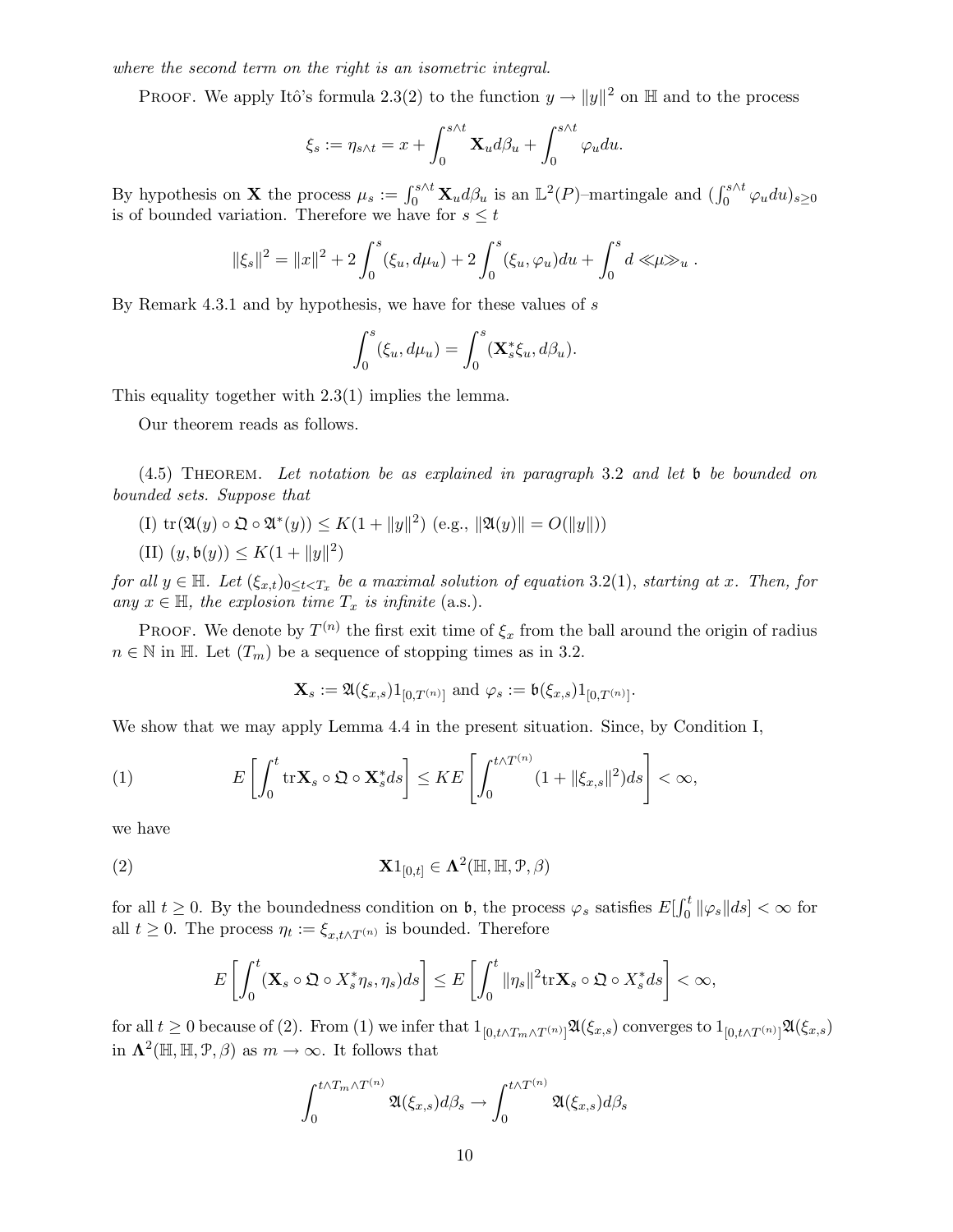*where the second term on the right is an isometric integral.*

Proof. We apply Itô's formula 2.3(2) to the function $y \to \|y\|^2$ on $\mathbb{H}$ and to the process

$$\xi_s := \eta_{s\wedge t} = x + \int_0^{s\wedge t} \mathbf{X}_u d\beta_u + \int_0^{s\wedge t} \varphi_u du.$$

By hypothesis on $\mathbf{X}$ the process $\mu_s := \int_0^{s\wedge t} \mathbf{X}_u d\beta_u$ is an $\mathbb{L}^2(P)$–martingale and $(\int_0^{s\wedge t} \varphi_u du)_{s\geq 0}$ is of bounded variation. Therefore we have for $s \leq t$

$$\|\xi_s\|^2 = \|x\|^2 + 2\int_0^s (\xi_u, d\mu_u) + 2\int_0^s (\xi_u, \varphi_u)du + \int_0^s d \ll\!\mu\!\gg_u .$$

By Remark 4.3.1 and by hypothesis, we have for these values of $s$

$$\int_0^s (\xi_u, d\mu_u) = \int_0^s (\mathbf{X}_s^* \xi_u, d\beta_u).$$

This equality together with 2.3(1) implies the lemma.

Our theorem reads as follows.

(4.5) Theorem. *Let notation be as explained in paragraph* 3.2 *and let* $\mathfrak{b}$ *be bounded on bounded sets. Suppose that*

(I) $\mathrm{tr}\,(\mathfrak{A}(y) \circ \mathfrak{Q} \circ \mathfrak{A}^*(y)) \leq K(1 + \|y\|^2)$ (e.g., $\|\mathfrak{A}(y)\| = O(\|y\|)$)

(II) $(y, \mathfrak{b}(y)) \leq K(1 + \|y\|^2)$

*for all* $y \in \mathbb{H}$. *Let* $(\xi_{x,t})_{0\leq t<T_x}$ *be a maximal solution of equation* 3.2(1), *starting at* $x$. *Then, for any* $x \in \mathbb{H}$, *the explosion time* $T_x$ *is infinite* (a.s.).

Proof. We denote by $T^{(n)}$ the first exit time of $\xi_x$ from the ball around the origin of radius $n \in \mathbb{N}$ in $\mathbb{H}$. Let $(T_m)$ be a sequence of stopping times as in 3.2.

$$\mathbf{X}_s := \mathfrak{A}(\xi_{x,s})1_{[0,T^{(n)}]} \text{ and } \varphi_s := \mathfrak{b}(\xi_{x,s})1_{[0,T^{(n)}]}.$$

We show that we may apply Lemma 4.4 in the present situation. Since, by Condition I,

$$E\left[\int_0^t \mathrm{tr}\mathbf{X}_s \circ \mathfrak{Q} \circ \mathbf{X}_s^* ds\right] \leq KE\left[\int_0^{t\wedge T^{(n)}} (1 + \|\xi_{x,s}\|^2)ds\right] < \infty, \tag{1}$$

we have

$$\mathbf{X}1_{[0,t]} \in \mathbf{\Lambda}^2(\mathbb{H}, \mathbb{H}, \mathcal{P}, \beta) \tag{2}$$

for all $t \geq 0$. By the boundedness condition on $\mathfrak{b}$, the process $\varphi_s$ satisfies $E[\int_0^t \|\varphi_s\|ds] < \infty$ for all $t \geq 0$. The process $\eta_t := \xi_{x,t\wedge T^{(n)}}$ is bounded. Therefore

$$E\left[\int_0^t (\mathbf{X}_s \circ \mathfrak{Q} \circ X_s^* \eta_s, \eta_s)ds\right] \leq E\left[\int_0^t \|\eta_s\|^2 \mathrm{tr}\mathbf{X}_s \circ \mathfrak{Q} \circ X_s^* ds\right] < \infty,$$

for all $t \geq 0$ because of (2). From (1) we infer that $1_{[0,t\wedge T_m \wedge T^{(n)}]}\mathfrak{A}(\xi_{x,s})$ converges to $1_{[0,t\wedge T^{(n)}]}\mathfrak{A}(\xi_{x,s})$ in $\mathbf{\Lambda}^2(\mathbb{H}, \mathbb{H}, \mathcal{P}, \beta)$ as $m \to \infty$. It follows that

$$\int_0^{t\wedge T_m \wedge T^{(n)}} \mathfrak{A}(\xi_{x,s})d\beta_s \to \int_0^{t\wedge T^{(n)}} \mathfrak{A}(\xi_{x,s})d\beta_s$$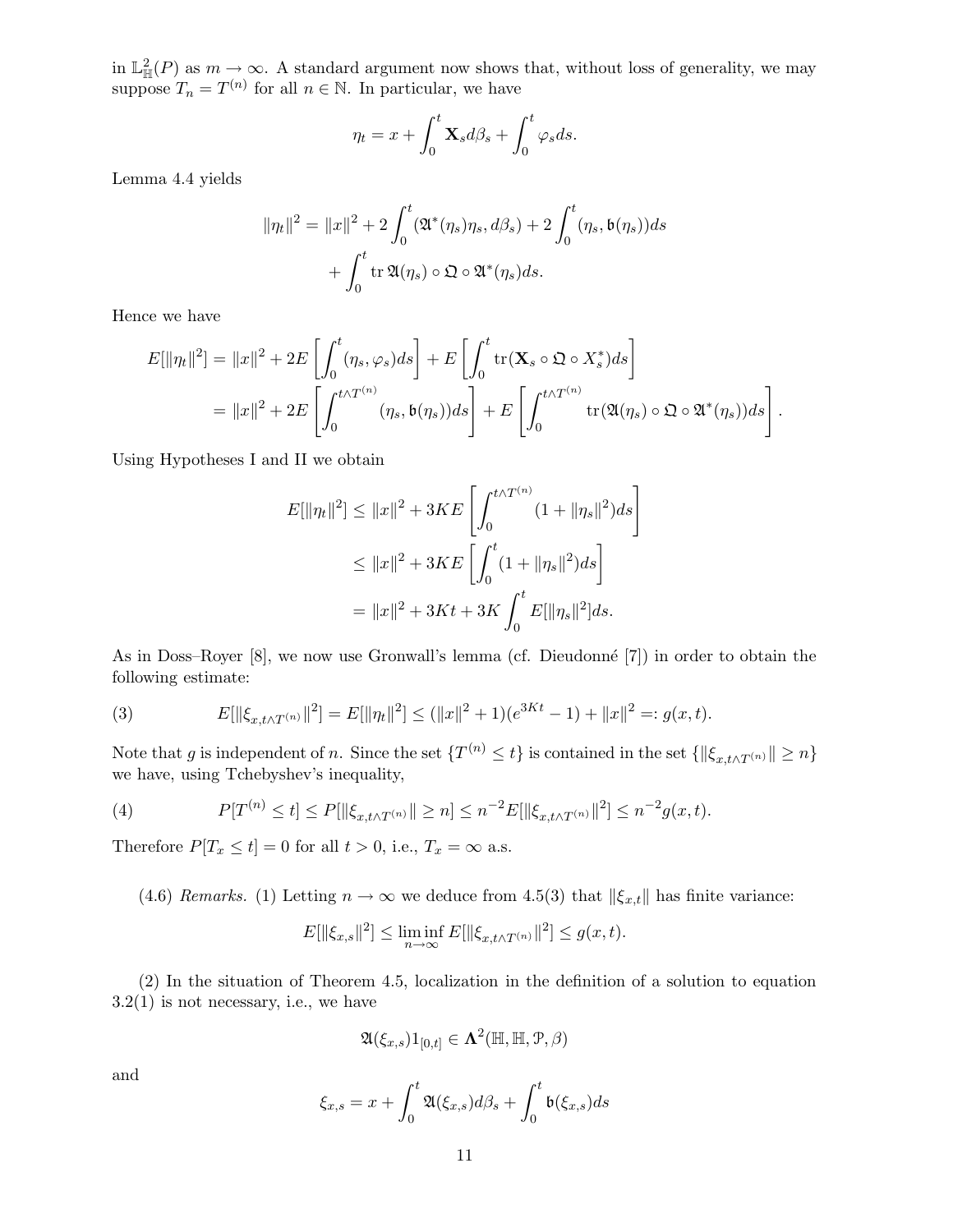in $\mathbb{L}^2_{\mathbb{H}}(P)$ as $m \to \infty$. A standard argument now shows that, without loss of generality, we may suppose $T_n = T^{(n)}$ for all $n \in \mathbb{N}$. In particular, we have

$$\eta_t = x + \int_0^t \mathbf{X}_s d\beta_s + \int_0^t \varphi_s ds.$$

Lemma 4.4 yields

$$\|\eta_t\|^2 = \|x\|^2 + 2\int_0^t (\mathfrak{A}^*(\eta_s)\eta_s, d\beta_s) + 2\int_0^t (\eta_s, \mathfrak{b}(\eta_s))ds + \int_0^t \operatorname{tr} \mathfrak{A}(\eta_s) \circ \mathfrak{Q} \circ \mathfrak{A}^*(\eta_s) ds.$$

Hence we have

$$\begin{aligned} E[\|\eta_t\|^2] &= \|x\|^2 + 2E\left[\int_0^t (\eta_s, \varphi_s)ds\right] + E\left[\int_0^t \operatorname{tr}(\mathbf{X}_s \circ \mathfrak{Q} \circ X_s^*)ds\right] \\ &= \|x\|^2 + 2E\left[\int_0^{t\wedge T^{(n)}} (\eta_s, \mathfrak{b}(\eta_s))ds\right] + E\left[\int_0^{t\wedge T^{(n)}} \operatorname{tr}(\mathfrak{A}(\eta_s) \circ \mathfrak{Q} \circ \mathfrak{A}^*(\eta_s))ds\right]. \end{aligned}$$

Using Hypotheses I and II we obtain

$$\begin{aligned} E[\|\eta_t\|^2] &\le \|x\|^2 + 3KE\left[\int_0^{t\wedge T^{(n)}} (1 + \|\eta_s\|^2)ds\right] \\ &\le \|x\|^2 + 3KE\left[\int_0^t (1 + \|\eta_s\|^2)ds\right] \\ &= \|x\|^2 + 3Kt + 3K\int_0^t E[\|\eta_s\|^2]ds. \end{aligned}$$

As in Doss–Royer [8], we now use Gronwall's lemma (cf. Dieudonné [7]) in order to obtain the following estimate:

$$E[\|\xi_{x,t\wedge T^{(n)}}\|^2] = E[\|\eta_t\|^2] \le (\|x\|^2 + 1)(e^{3Kt} - 1) + \|x\|^2 =: g(x,t). \tag{3}$$

Note that $g$ is independent of $n$. Since the set $\{T^{(n)} \le t\}$ is contained in the set $\{\|\xi_{x,t\wedge T^{(n)}}\| \ge n\}$ we have, using Tchebyshev's inequality,

$$P[T^{(n)} \le t] \le P[\|\xi_{x,t\wedge T^{(n)}}\| \ge n] \le n^{-2}E[\|\xi_{x,t\wedge T^{(n)}}\|^2] \le n^{-2}g(x,t). \tag{4}$$

Therefore $P[T_x \le t] = 0$ for all $t > 0$, i.e., $T_x = \infty$ a.s.

(4.6) *Remarks.* (1) Letting $n \to \infty$ we deduce from 4.5(3) that $\|\xi_{x,t}\|$ has finite variance:

$$E[\|\xi_{x,s}\|^2] \le \liminf_{n\to\infty} E[\|\xi_{x,t\wedge T^{(n)}}\|^2] \le g(x,t).$$

(2) In the situation of Theorem 4.5, localization in the definition of a solution to equation 3.2(1) is not necessary, i.e., we have

$$\mathfrak{A}(\xi_{x,s})1_{[0,t]} \in \mathbf{\Lambda}^2(\mathbb{H}, \mathbb{H}, \mathcal{P}, \beta)$$

and

$$\xi_{x,s} = x + \int_0^t \mathfrak{A}(\xi_{x,s})d\beta_s + \int_0^t \mathfrak{b}(\xi_{x,s})ds$$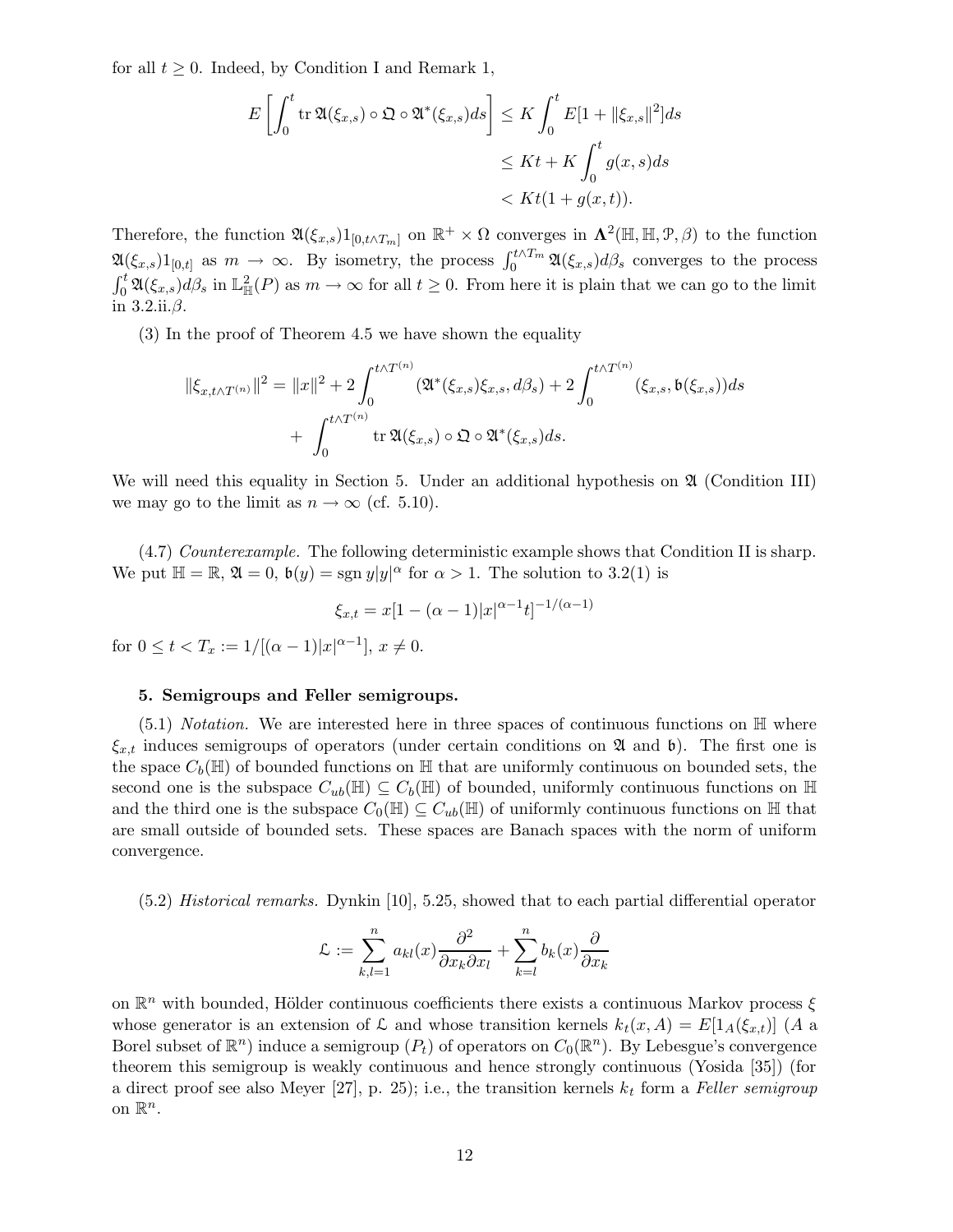for all $t \geq 0$. Indeed, by Condition I and Remark 1,

$$
\begin{aligned}
E\left[\int_0^t \operatorname{tr} \mathfrak{A}(\xi_{x,s}) \circ \mathfrak{Q} \circ \mathfrak{A}^*(\xi_{x,s}) ds\right] &\leq K \int_0^t E[1 + \|\xi_{x,s}\|^2] ds \\
&\leq Kt + K \int_0^t g(x,s) ds \\
&< Kt(1 + g(x,t)).
\end{aligned}
$$

Therefore, the function $\mathfrak{A}(\xi_{x,s}) 1_{[0,t\wedge T_m]}$ on $\mathbb{R}^+ \times \Omega$ converges in $\mathbf{\Lambda}^2(\mathbb{H}, \mathbb{H}, \mathcal{P}, \beta)$ to the function $\mathfrak{A}(\xi_{x,s}) 1_{[0,t]}$ as $m \to \infty$. By isometry, the process $\int_0^{t\wedge T_m} \mathfrak{A}(\xi_{x,s}) d\beta_s$ converges to the process $\int_0^t \mathfrak{A}(\xi_{x,s}) d\beta_s$ in $\mathbb{L}^2_{\mathbb{H}}(P)$ as $m \to \infty$ for all $t \geq 0$. From here it is plain that we can go to the limit in 3.2.ii.$\beta$.

(3) In the proof of Theorem 4.5 we have shown the equality

$$
\begin{aligned}
\|\xi_{x,t\wedge T^{(n)}}\|^2 = \|x\|^2 + 2\int_0^{t\wedge T^{(n)}} (\mathfrak{A}^*(\xi_{x,s})\xi_{x,s}, d\beta_s) + 2\int_0^{t\wedge T^{(n)}} (\xi_{x,s}, \mathfrak{b}(\xi_{x,s})) ds \\
+ \int_0^{t\wedge T^{(n)}} \operatorname{tr} \mathfrak{A}(\xi_{x,s}) \circ \mathfrak{Q} \circ \mathfrak{A}^*(\xi_{x,s}) ds.
\end{aligned}
$$

We will need this equality in Section 5. Under an additional hypothesis on $\mathfrak{A}$ (Condition III) we may go to the limit as $n \to \infty$ (cf. 5.10).

(4.7) *Counterexample.* The following deterministic example shows that Condition II is sharp. We put $\mathbb{H} = \mathbb{R}$, $\mathfrak{A} = 0$, $\mathfrak{b}(y) = \operatorname{sgn} y |y|^\alpha$ for $\alpha > 1$. The solution to 3.2(1) is

$$
\xi_{x,t} = x[1 - (\alpha - 1)|x|^{\alpha-1} t]^{-1/(\alpha-1)}
$$

for $0 \leq t < T_x := 1/[(\alpha - 1)|x|^{\alpha-1}]$, $x \neq 0$.

## 5. Semigroups and Feller semigroups.

(5.1) *Notation.* We are interested here in three spaces of continuous functions on $\mathbb{H}$ where $\xi_{x,t}$ induces semigroups of operators (under certain conditions on $\mathfrak{A}$ and $\mathfrak{b}$). The first one is the space $C_b(\mathbb{H})$ of bounded functions on $\mathbb{H}$ that are uniformly continuous on bounded sets, the second one is the subspace $C_{ub}(\mathbb{H}) \subseteq C_b(\mathbb{H})$ of bounded, uniformly continuous functions on $\mathbb{H}$ and the third one is the subspace $C_0(\mathbb{H}) \subseteq C_{ub}(\mathbb{H})$ of uniformly continuous functions on $\mathbb{H}$ that are small outside of bounded sets. These spaces are Banach spaces with the norm of uniform convergence.

(5.2) *Historical remarks.* Dynkin [10], 5.25, showed that to each partial differential operator

$$
\mathcal{L} := \sum_{k,l=1}^n a_{kl}(x) \frac{\partial^2}{\partial x_k \partial x_l} + \sum_{k=l}^n b_k(x) \frac{\partial}{\partial x_k}
$$

on $\mathbb{R}^n$ with bounded, Hölder continuous coefficients there exists a continuous Markov process $\xi$ whose generator is an extension of $\mathcal{L}$ and whose transition kernels $k_t(x, A) = E[1_A(\xi_{x,t})]$ ($A$ a Borel subset of $\mathbb{R}^n$) induce a semigroup $(P_t)$ of operators on $C_0(\mathbb{R}^n)$. By Lebesgue's convergence theorem this semigroup is weakly continuous and hence strongly continuous (Yosida [35]) (for a direct proof see also Meyer [27], p. 25); i.e., the transition kernels $k_t$ form a *Feller semigroup* on $\mathbb{R}^n$.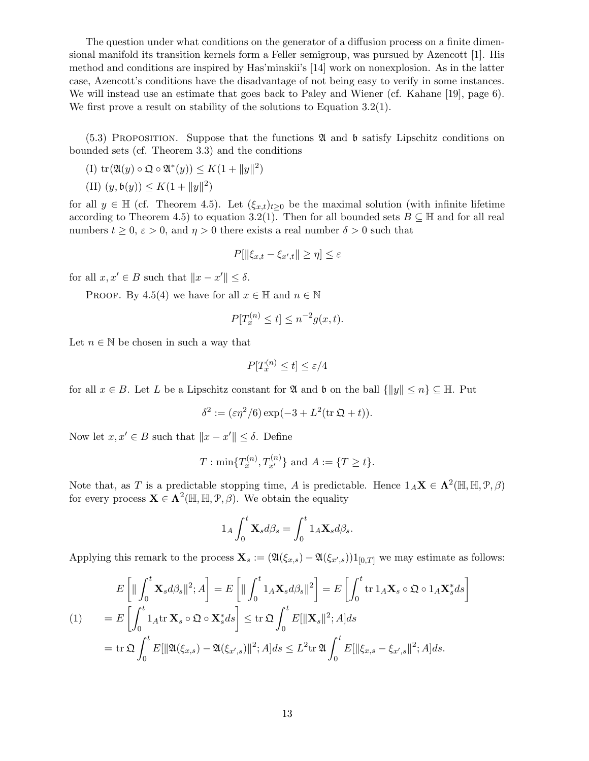The question under what conditions on the generator of a diffusion process on a finite dimensional manifold its transition kernels form a Feller semigroup, was pursued by Azencott [1]. His method and conditions are inspired by Has'minskii's [14] work on nonexplosion. As in the latter case, Azencott's conditions have the disadvantage of not being easy to verify in some instances. We will instead use an estimate that goes back to Paley and Wiener (cf. Kahane [19], page 6). We first prove a result on stability of the solutions to Equation 3.2(1).

(5.3) PROPOSITION. Suppose that the functions $\mathfrak{A}$ and $\mathfrak{b}$ satisfy Lipschitz conditions on bounded sets (cf. Theorem 3.3) and the conditions

(I) $\operatorname{tr}(\mathfrak{A}(y) \circ \mathfrak{Q} \circ \mathfrak{A}^*(y)) \leq K(1 + \|y\|^2)$

(II) $(y, \mathfrak{b}(y)) \leq K(1 + \|y\|^2)$

for all $y \in \mathbb{H}$ (cf. Theorem 4.5). Let $(\xi_{x,t})_{t\geq 0}$ be the maximal solution (with infinite lifetime according to Theorem 4.5) to equation 3.2(1). Then for all bounded sets $B \subseteq \mathbb{H}$ and for all real numbers $t \geq 0$, $\varepsilon > 0$, and $\eta > 0$ there exists a real number $\delta > 0$ such that

$$P[\|\xi_{x,t} - \xi_{x',t}\| \geq \eta] \leq \varepsilon$$

for all $x, x' \in B$ such that $\|x - x'\| \leq \delta$.

PROOF. By 4.5(4) we have for all $x \in \mathbb{H}$ and $n \in \mathbb{N}$

$$P[T_x^{(n)} \leq t] \leq n^{-2} g(x,t).$$

Let $n \in \mathbb{N}$ be chosen in such a way that

$$P[T_x^{(n)} \leq t] \leq \varepsilon/4$$

for all $x \in B$. Let $L$ be a Lipschitz constant for $\mathfrak{A}$ and $\mathfrak{b}$ on the ball $\{\|y\| \leq n\} \subseteq \mathbb{H}$. Put

$$\delta^2 := (\varepsilon\eta^2/6)\exp(-3 + L^2(\operatorname{tr}\mathfrak{Q} + t)).$$

Now let $x, x' \in B$ such that $\|x - x'\| \leq \delta$. Define

$$T : \min\{T_x^{(n)}, T_{x'}^{(n)}\} \text{ and } A := \{T \geq t\}.$$

Note that, as $T$ is a predictable stopping time, $A$ is predictable. Hence $1_A\mathbf{X} \in \mathbf{\Lambda}^2(\mathbb{H}, \mathbb{H}, \mathcal{P}, \beta)$ for every process $\mathbf{X} \in \mathbf{\Lambda}^2(\mathbb{H}, \mathbb{H}, \mathcal{P}, \beta)$. We obtain the equality

$$1_A \int_0^t \mathbf{X}_s d\beta_s = \int_0^t 1_A \mathbf{X}_s d\beta_s.$$

Applying this remark to the process $\mathbf{X}_s := (\mathfrak{A}(\xi_{x,s}) - \mathfrak{A}(\xi_{x',s}))1_{[0,T]}$ we may estimate as follows:

$$
\begin{aligned}
&E\left[\|\int_0^t \mathbf{X}_s d\beta_s\|^2; A\right] = E\left[\|\int_0^t 1_A \mathbf{X}_s d\beta_s\|^2\right] = E\left[\int_0^t \operatorname{tr} 1_A \mathbf{X}_s \circ \mathfrak{Q} \circ 1_A \mathbf{X}_s^* ds\right] \\
(1) \qquad &= E\left[\int_0^t 1_A \operatorname{tr} \mathbf{X}_s \circ \mathfrak{Q} \circ \mathbf{X}_s^* ds\right] \leq \operatorname{tr}\mathfrak{Q} \int_0^t E[\|\mathbf{X}_s\|^2; A] ds \\
&= \operatorname{tr}\mathfrak{Q} \int_0^t E[\|\mathfrak{A}(\xi_{x,s}) - \mathfrak{A}(\xi_{x',s})\|^2; A] ds \leq L^2 \operatorname{tr}\mathfrak{A} \int_0^t E[\|\xi_{x,s} - \xi_{x',s}\|^2; A] ds.
\end{aligned}
$$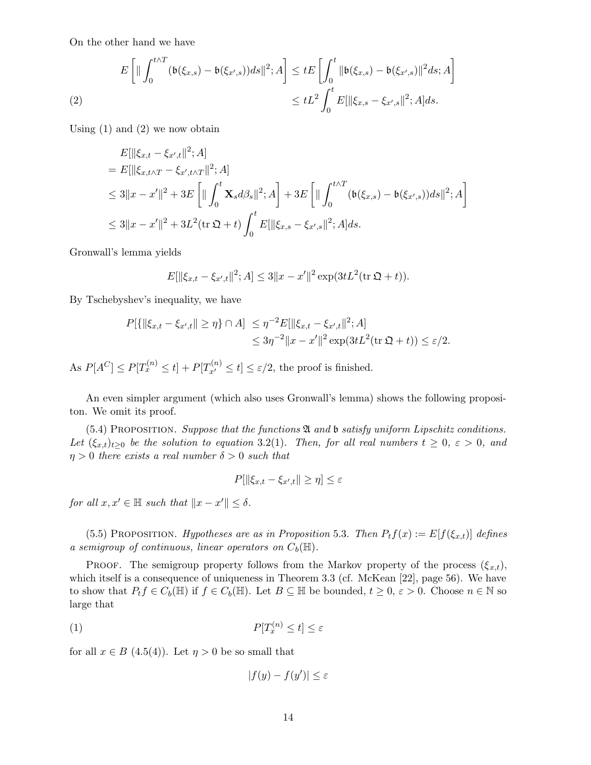On the other hand we have

$$
\begin{aligned}
E\left[\| \int_0^{t\wedge T} (\mathfrak{b}(\xi_{x,s}) - \mathfrak{b}(\xi_{x',s}))ds\|^2; A\right] &\leq tE\left[\int_0^t \|\mathfrak{b}(\xi_{x,s}) - \mathfrak{b}(\xi_{x',s})\|^2 ds; A\right] \\
&\leq tL^2 \int_0^t E[\|\xi_{x,s} - \xi_{x',s}\|^2; A]ds. \qquad (2)
\end{aligned}
$$

Using (1) and (2) we now obtain

$$
\begin{aligned}
&E[\|\xi_{x,t} - \xi_{x',t}\|^2; A] \\
&= E[\|\xi_{x,t\wedge T} - \xi_{x',t\wedge T}\|^2; A] \\
&\leq 3\|x - x'\|^2 + 3E\left[\| \int_0^t \mathbf{X}_s d\beta_s\|^2; A\right] + 3E\left[\| \int_0^{t\wedge T} (\mathfrak{b}(\xi_{x,s}) - \mathfrak{b}(\xi_{x',s}))ds\|^2; A\right] \\
&\leq 3\|x - x'\|^2 + 3L^2(\operatorname{tr} \mathfrak{Q} + t) \int_0^t E[\|\xi_{x,s} - \xi_{x',s}\|^2; A]ds.
\end{aligned}
$$

Gronwall's lemma yields

$$
E[\|\xi_{x,t} - \xi_{x',t}\|^2; A] \leq 3\|x - x'\|^2 \exp(3tL^2(\operatorname{tr} \mathfrak{Q} + t)).
$$

By Tschebyshev's inequality, we have

$$
\begin{aligned}
P[\{\|\xi_{x,t} - \xi_{x',t}\| \geq \eta\} \cap A] &\leq \eta^{-2} E[\|\xi_{x,t} - \xi_{x',t}\|^2; A] \\
&\leq 3\eta^{-2}\|x - x'\|^2 \exp(3tL^2(\operatorname{tr} \mathfrak{Q} + t)) \leq \varepsilon/2.
\end{aligned}
$$

As $P[A^C] \leq P[T_x^{(n)} \leq t] + P[T_{x'}^{(n)} \leq t] \leq \varepsilon/2$, the proof is finished.

An even simpler argument (which also uses Gronwall's lemma) shows the following propositon. We omit its proof.

(5.4) Proposition. *Suppose that the functions $\mathfrak{A}$ and $\mathfrak{b}$ satisfy uniform Lipschitz conditions. Let $(\xi_{x,t})_{t\geq 0}$ be the solution to equation 3.2(1). Then, for all real numbers $t \geq 0$, $\varepsilon > 0$, and $\eta > 0$ there exists a real number $\delta > 0$ such that*

$$
P[\|\xi_{x,t} - \xi_{x',t}\| \geq \eta] \leq \varepsilon
$$

*for all $x, x' \in \mathbb{H}$ such that $\|x - x'\| \leq \delta$.*

(5.5) Proposition. *Hypotheses are as in Proposition 5.3. Then $P_t f(x) := E[f(\xi_{x,t})]$ defines a semigroup of continuous, linear operators on $C_b(\mathbb{H})$.*

Proof. The semigroup property follows from the Markov property of the process $(\xi_{x,t})$, which itself is a consequence of uniqueness in Theorem 3.3 (cf. McKean [22], page 56). We have to show that $P_t f \in C_b(\mathbb{H})$ if $f \in C_b(\mathbb{H})$. Let $B \subseteq \mathbb{H}$ be bounded, $t \geq 0$, $\varepsilon > 0$. Choose $n \in \mathbb{N}$ so large that

$$
P[T_x^{(n)} \leq t] \leq \varepsilon \qquad (1)
$$

for all $x \in B$ (4.5(4)). Let $\eta > 0$ be so small that

$$
|f(y) - f(y')| \leq \varepsilon
$$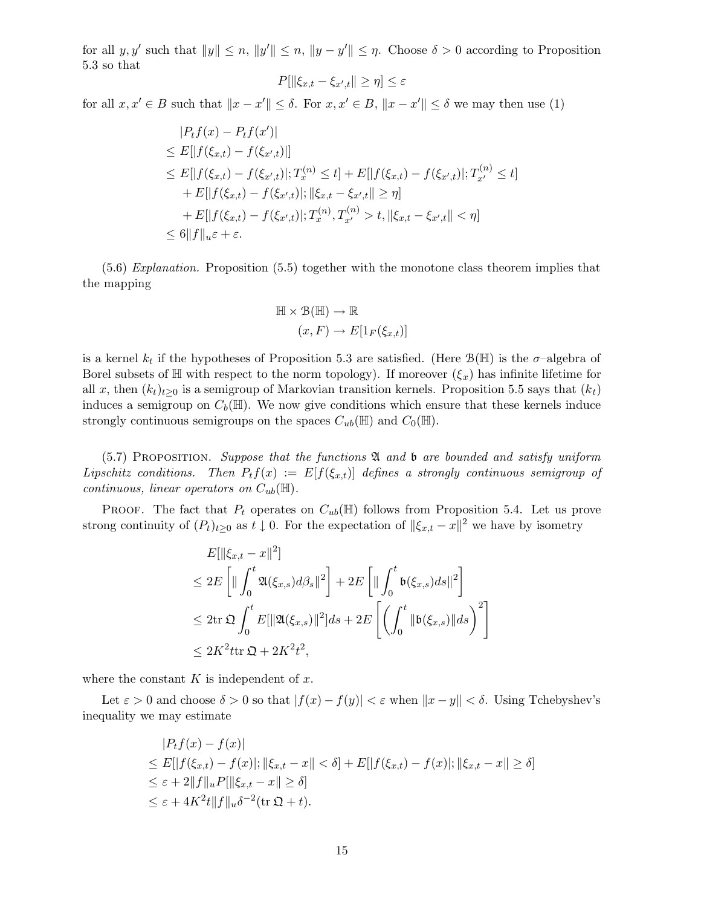for all $y, y'$ such that $\|y\| \le n$, $\|y'\| \le n$, $\|y - y'\| \le \eta$. Choose $\delta > 0$ according to Proposition 5.3 so that

$$P[\|\xi_{x,t} - \xi_{x',t}\| \ge \eta] \le \varepsilon$$

for all $x, x' \in B$ such that $\|x - x'\| \le \delta$. For $x, x' \in B$, $\|x - x'\| \le \delta$ we may then use (1)

$$\begin{aligned}
&|P_t f(x) - P_t f(x')| \\
&\le E[|f(\xi_{x,t}) - f(\xi_{x',t})|] \\
&\le E[|f(\xi_{x,t}) - f(\xi_{x',t})|; T_x^{(n)} \le t] + E[|f(\xi_{x,t}) - f(\xi_{x',t})|; T_{x'}^{(n)} \le t] \\
&\quad + E[|f(\xi_{x,t}) - f(\xi_{x',t})|; \|\xi_{x,t} - \xi_{x',t}\| \ge \eta] \\
&\quad + E[|f(\xi_{x,t}) - f(\xi_{x',t})|; T_x^{(n)}, T_{x'}^{(n)} > t, \|\xi_{x,t} - \xi_{x',t}\| < \eta] \\
&\le 6\|f\|_u \varepsilon + \varepsilon.
\end{aligned}$$

(5.6) *Explanation.* Proposition (5.5) together with the monotone class theorem implies that the mapping

$$\begin{aligned}
\mathbb{H} \times \mathcal{B}(\mathbb{H}) &\to \mathbb{R} \\
(x, F) &\to E[1_F(\xi_{x,t})]
\end{aligned}$$

is a kernel $k_t$ if the hypotheses of Proposition 5.3 are satisfied. (Here $\mathcal{B}(\mathbb{H})$ is the $\sigma$–algebra of Borel subsets of $\mathbb{H}$ with respect to the norm topology). If moreover $(\xi_x)$ has infinite lifetime for all $x$, then $(k_t)_{t\ge 0}$ is a semigroup of Markovian transition kernels. Proposition 5.5 says that $(k_t)$ induces a semigroup on $C_b(\mathbb{H})$. We now give conditions which ensure that these kernels induce strongly continuous semigroups on the spaces $C_{ub}(\mathbb{H})$ and $C_0(\mathbb{H})$.

(5.7) Proposition. *Suppose that the functions $\mathfrak{A}$ and $\mathfrak{b}$ are bounded and satisfy uniform Lipschitz conditions. Then $P_t f(x) := E[f(\xi_{x,t})]$ defines a strongly continuous semigroup of continuous, linear operators on $C_{ub}(\mathbb{H})$.*

Proof. The fact that $P_t$ operates on $C_{ub}(\mathbb{H})$ follows from Proposition 5.4. Let us prove strong continuity of $(P_t)_{t\ge 0}$ as $t \downarrow 0$. For the expectation of $\|\xi_{x,t} - x\|^2$ we have by isometry

$$\begin{aligned}
&E[\|\xi_{x,t} - x\|^2] \\
&\le 2E\left[\|\int_0^t \mathfrak{A}(\xi_{x,s})d\beta_s\|^2\right] + 2E\left[\|\int_0^t \mathfrak{b}(\xi_{x,s})ds\|^2\right] \\
&\le 2\text{tr}\,\mathfrak{Q}\int_0^t E[\|\mathfrak{A}(\xi_{x,s})\|^2]ds + 2E\left[\left(\int_0^t \|\mathfrak{b}(\xi_{x,s})\|ds\right)^2\right] \\
&\le 2K^2 t\,\text{tr}\,\mathfrak{Q} + 2K^2 t^2,
\end{aligned}$$

where the constant $K$ is independent of $x$.

Let $\varepsilon > 0$ and choose $\delta > 0$ so that $|f(x) - f(y)| < \varepsilon$ when $\|x - y\| < \delta$. Using Tchebyshev's inequality we may estimate

$$\begin{aligned}
&|P_t f(x) - f(x)| \\
&\le E[|f(\xi_{x,t}) - f(x)|; \|\xi_{x,t} - x\| < \delta] + E[|f(\xi_{x,t}) - f(x)|; \|\xi_{x,t} - x\| \ge \delta] \\
&\le \varepsilon + 2\|f\|_u P[\|\xi_{x,t} - x\| \ge \delta] \\
&\le \varepsilon + 4K^2 t\|f\|_u \delta^{-2}(\text{tr}\,\mathfrak{Q} + t).
\end{aligned}$$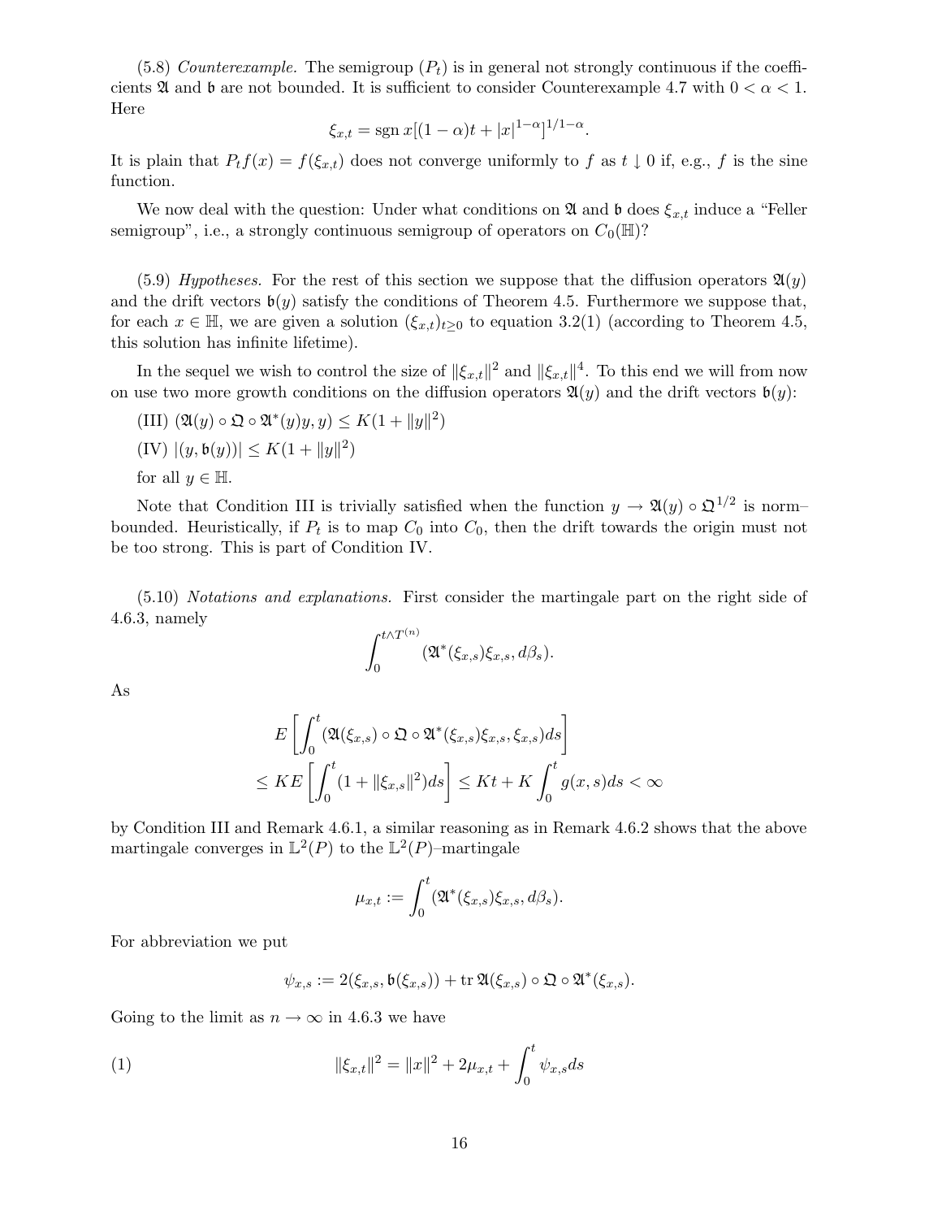(5.8) *Counterexample.* The semigroup $(P_t)$ is in general not strongly continuous if the coefficients $\mathfrak{A}$ and $\mathfrak{b}$ are not bounded. It is sufficient to consider Counterexample 4.7 with $0 < \alpha < 1$. Here

$$\xi_{x,t} = \operatorname{sgn} x[(1-\alpha)t + |x|^{1-\alpha}]^{1/1-\alpha}.$$

It is plain that $P_t f(x) = f(\xi_{x,t})$ does not converge uniformly to $f$ as $t \downarrow 0$ if, e.g., $f$ is the sine function.

We now deal with the question: Under what conditions on $\mathfrak{A}$ and $\mathfrak{b}$ does $\xi_{x,t}$ induce a "Feller semigroup", i.e., a strongly continuous semigroup of operators on $C_0(\mathbb{H})$?

(5.9) *Hypotheses.* For the rest of this section we suppose that the diffusion operators $\mathfrak{A}(y)$ and the drift vectors $\mathfrak{b}(y)$ satisfy the conditions of Theorem 4.5. Furthermore we suppose that, for each $x \in \mathbb{H}$, we are given a solution $(\xi_{x,t})_{t\geq 0}$ to equation 3.2(1) (according to Theorem 4.5, this solution has infinite lifetime).

In the sequel we wish to control the size of $\|\xi_{x,t}\|^2$ and $\|\xi_{x,t}\|^4$. To this end we will from now on use two more growth conditions on the diffusion operators $\mathfrak{A}(y)$ and the drift vectors $\mathfrak{b}(y)$:

(III) $(\mathfrak{A}(y) \circ \mathfrak{Q} \circ \mathfrak{A}^*(y)y, y) \leq K(1 + \|y\|^2)$

(IV) $|(y, \mathfrak{b}(y))| \leq K(1 + \|y\|^2)$

for all $y \in \mathbb{H}$.

Note that Condition III is trivially satisfied when the function $y \to \mathfrak{A}(y) \circ \mathfrak{Q}^{1/2}$ is norm–bounded. Heuristically, if $P_t$ is to map $C_0$ into $C_0$, then the drift towards the origin must not be too strong. This is part of Condition IV.

(5.10) *Notations and explanations.* First consider the martingale part on the right side of 4.6.3, namely

$$\int_0^{t\wedge T^{(n)}} (\mathfrak{A}^*(\xi_{x,s})\xi_{x,s}, d\beta_s).$$

As

$$\begin{aligned}
&E\left[\int_0^t (\mathfrak{A}(\xi_{x,s}) \circ \mathfrak{Q} \circ \mathfrak{A}^*(\xi_{x,s})\xi_{x,s}, \xi_{x,s})ds\right] \\
&\leq KE\left[\int_0^t (1 + \|\xi_{x,s}\|^2)ds\right] \leq Kt + K\int_0^t g(x,s)ds < \infty
\end{aligned}$$

by Condition III and Remark 4.6.1, a similar reasoning as in Remark 4.6.2 shows that the above martingale converges in $\mathbb{L}^2(P)$ to the $\mathbb{L}^2(P)$–martingale

$$\mu_{x,t} := \int_0^t (\mathfrak{A}^*(\xi_{x,s})\xi_{x,s}, d\beta_s).$$

For abbreviation we put

$$\psi_{x,s} := 2(\xi_{x,s}, \mathfrak{b}(\xi_{x,s})) + \operatorname{tr} \mathfrak{A}(\xi_{x,s}) \circ \mathfrak{Q} \circ \mathfrak{A}^*(\xi_{x,s}).$$

Going to the limit as $n \to \infty$ in 4.6.3 we have

$$\|\xi_{x,t}\|^2 = \|x\|^2 + 2\mu_{x,t} + \int_0^t \psi_{x,s}ds \tag{1}$$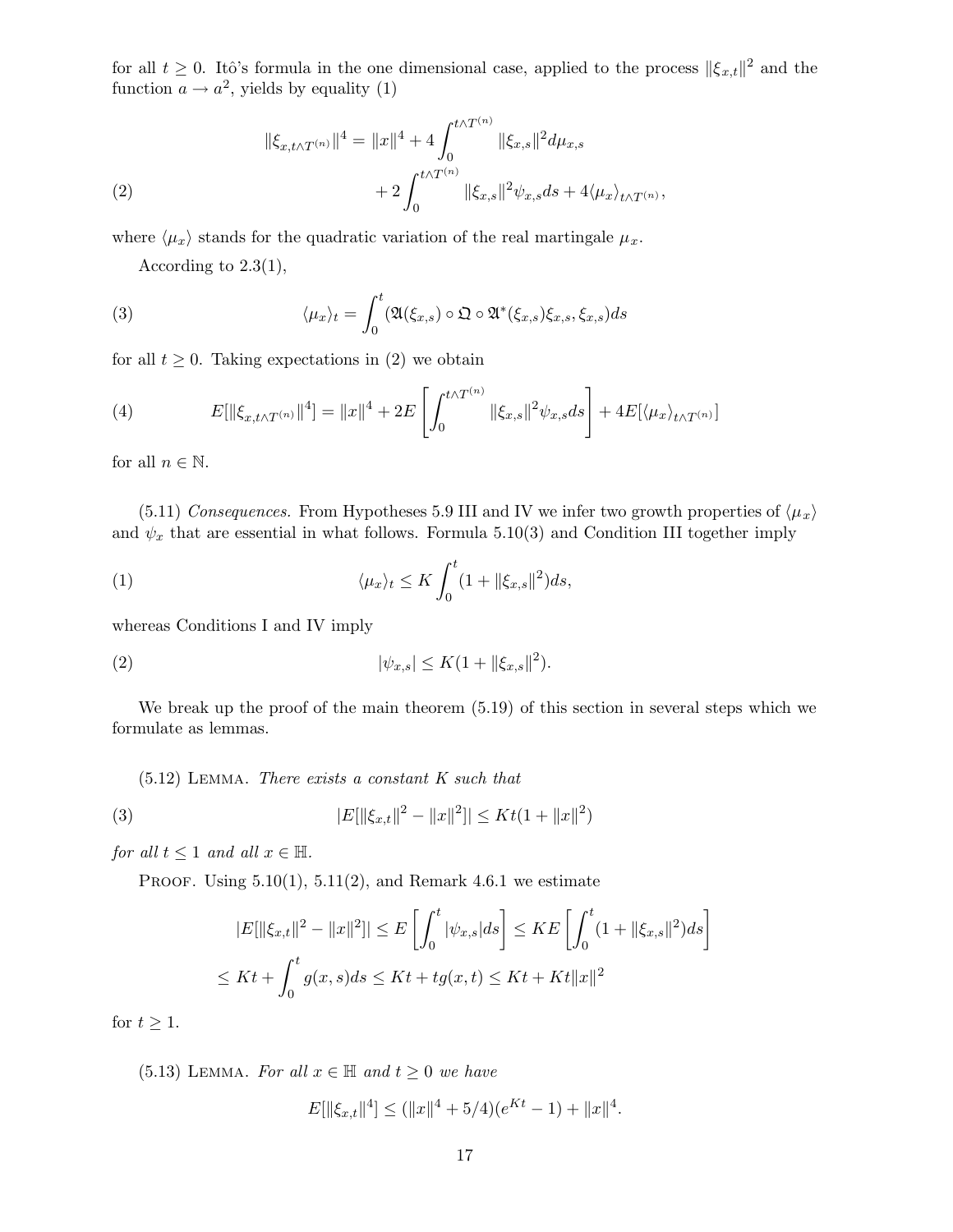for all $t \geq 0$. Itô's formula in the one dimensional case, applied to the process $\|\xi_{x,t}\|^2$ and the function $a \to a^2$, yields by equality (1)

$$
\begin{aligned}
\|\xi_{x,t\wedge T^{(n)}}\|^4 = \|x\|^4 &+ 4\int_0^{t\wedge T^{(n)}} \|\xi_{x,s}\|^2 d\mu_{x,s} \\
(2) \qquad\qquad &+ 2\int_0^{t\wedge T^{(n)}} \|\xi_{x,s}\|^2 \psi_{x,s} ds + 4\langle \mu_x \rangle_{t\wedge T^{(n)}},
\end{aligned}
$$

where $\langle \mu_x \rangle$ stands for the quadratic variation of the real martingale $\mu_x$.

According to 2.3(1),

$$
(3) \qquad \langle \mu_x \rangle_t = \int_0^t (\mathfrak{A}(\xi_{x,s}) \circ \mathfrak{Q} \circ \mathfrak{A}^*(\xi_{x,s})\xi_{x,s}, \xi_{x,s}) ds
$$

for all $t \geq 0$. Taking expectations in (2) we obtain

$$
(4) \qquad E[\|\xi_{x,t\wedge T^{(n)}}\|^4] = \|x\|^4 + 2E\left[\int_0^{t\wedge T^{(n)}} \|\xi_{x,s}\|^2 \psi_{x,s} ds\right] + 4E[\langle \mu_x \rangle_{t\wedge T^{(n)}}]
$$

for all $n \in \mathbb{N}$.

(5.11) *Consequences.* From Hypotheses 5.9 III and IV we infer two growth properties of $\langle \mu_x \rangle$ and $\psi_x$ that are essential in what follows. Formula 5.10(3) and Condition III together imply

$$
(1) \qquad \langle \mu_x \rangle_t \leq K \int_0^t (1 + \|\xi_{x,s}\|^2) ds,
$$

whereas Conditions I and IV imply

$$
(2) \qquad |\psi_{x,s}| \leq K(1 + \|\xi_{x,s}\|^2).
$$

We break up the proof of the main theorem (5.19) of this section in several steps which we formulate as lemmas.

(5.12) Lemma. *There exists a constant $K$ such that*

$$
(3) \qquad |E[\|\xi_{x,t}\|^2 - \|x\|^2]| \leq Kt(1 + \|x\|^2)
$$

*for all $t \leq 1$ and all $x \in \mathbb{H}$.*

Proof. Using 5.10(1), 5.11(2), and Remark 4.6.1 we estimate

$$
\begin{aligned}
|E[\|\xi_{x,t}\|^2 - \|x\|^2]| &\leq E\left[\int_0^t |\psi_{x,s}| ds\right] \leq KE\left[\int_0^t (1 + \|\xi_{x,s}\|^2) ds\right] \\
&\leq Kt + \int_0^t g(x,s) ds \leq Kt + tg(x,t) \leq Kt + Kt\|x\|^2
\end{aligned}
$$

for $t \geq 1$.

(5.13) Lemma. *For all $x \in \mathbb{H}$ and $t \geq 0$ we have*

$$
E[\|\xi_{x,t}\|^4] \leq (\|x\|^4 + 5/4)(e^{Kt} - 1) + \|x\|^4.
$$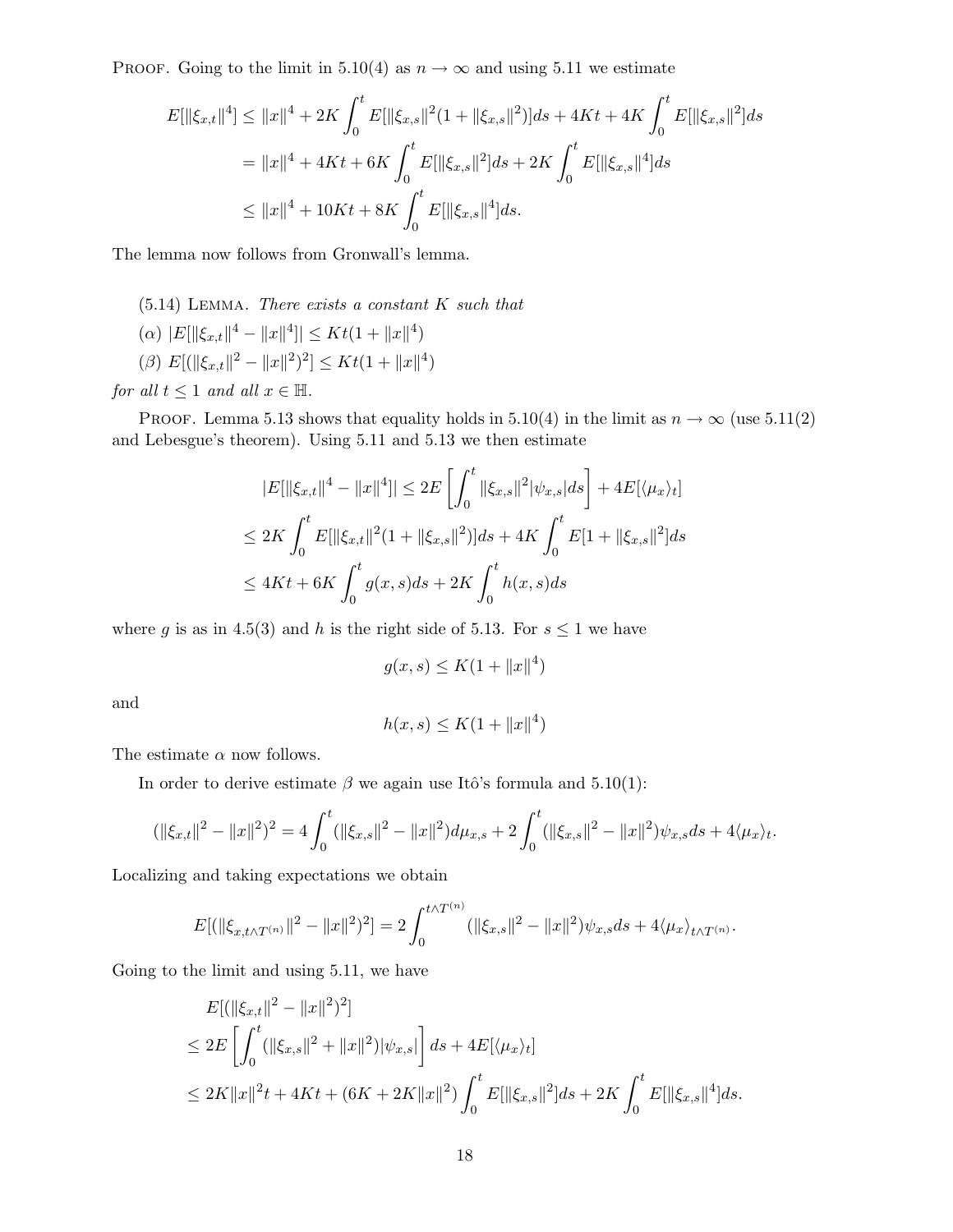PROOF. Going to the limit in 5.10(4) as $n \to \infty$ and using 5.11 we estimate

$$
\begin{aligned}
E[\|\xi_{x,t}\|^4] &\le \|x\|^4 + 2K \int_0^t E[\|\xi_{x,s}\|^2(1+\|\xi_{x,s}\|^2)]ds + 4Kt + 4K\int_0^t E[\|\xi_{x,s}\|^2]ds \\
&= \|x\|^4 + 4Kt + 6K\int_0^t E[\|\xi_{x,s}\|^2]ds + 2K\int_0^t E[\|\xi_{x,s}\|^4]ds \\
&\le \|x\|^4 + 10Kt + 8K\int_0^t E[\|\xi_{x,s}\|^4]ds.
\end{aligned}
$$

The lemma now follows from Gronwall's lemma.

(5.14) LEMMA. *There exists a constant $K$ such that*

($\alpha$) $|E[\|\xi_{x,t}\|^4 - \|x\|^4]| \le Kt(1+\|x\|^4)$

($\beta$) $E[(\|\xi_{x,t}\|^2 - \|x\|^2)^2] \le Kt(1+\|x\|^4)$

*for all $t \le 1$ and all $x \in \mathbb{H}$.*

PROOF. Lemma 5.13 shows that equality holds in 5.10(4) in the limit as $n \to \infty$ (use 5.11(2) and Lebesgue's theorem). Using 5.11 and 5.13 we then estimate

$$
\begin{aligned}
|E[\|\xi_{x,t}\|^4 - \|x\|^4]| &\le 2E\left[\int_0^t \|\xi_{x,s}\|^2 |\psi_{x,s}| ds\right] + 4E[\langle \mu_x\rangle_t] \\
&\le 2K\int_0^t E[\|\xi_{x,t}\|^2(1+\|\xi_{x,s}\|^2)]ds + 4K\int_0^t E[1+\|\xi_{x,s}\|^2]ds \\
&\le 4Kt + 6K\int_0^t g(x,s)ds + 2K\int_0^t h(x,s)ds
\end{aligned}
$$

where $g$ is as in 4.5(3) and $h$ is the right side of 5.13. For $s \le 1$ we have

$$g(x,s) \le K(1+\|x\|^4)$$

and

$$h(x,s) \le K(1+\|x\|^4)$$

The estimate $\alpha$ now follows.

In order to derive estimate $\beta$ we again use Itô's formula and 5.10(1):

$$(\|\xi_{x,t}\|^2 - \|x\|^2)^2 = 4\int_0^t (\|\xi_{x,s}\|^2 - \|x\|^2)d\mu_{x,s} + 2\int_0^t (\|\xi_{x,s}\|^2 - \|x\|^2)\psi_{x,s}ds + 4\langle \mu_x\rangle_t.$$

Localizing and taking expectations we obtain

$$E[(\|\xi_{x,t\wedge T^{(n)}}\|^2 - \|x\|^2)^2] = 2\int_0^{t\wedge T^{(n)}} (\|\xi_{x,s}\|^2 - \|x\|^2)\psi_{x,s}ds + 4\langle \mu_x\rangle_{t\wedge T^{(n)}}.$$

Going to the limit and using 5.11, we have

$$
\begin{aligned}
&E[(\|\xi_{x,t}\|^2 - \|x\|^2)^2] \\
&\le 2E\left[\int_0^t (\|\xi_{x,s}\|^2 + \|x\|^2)|\psi_{x,s}|\right] ds + 4E[\langle \mu_x\rangle_t] \\
&\le 2K\|x\|^2 t + 4Kt + (6K + 2K\|x\|^2)\int_0^t E[\|\xi_{x,s}\|^2]ds + 2K\int_0^t E[\|\xi_{x,s}\|^4]ds.
\end{aligned}
$$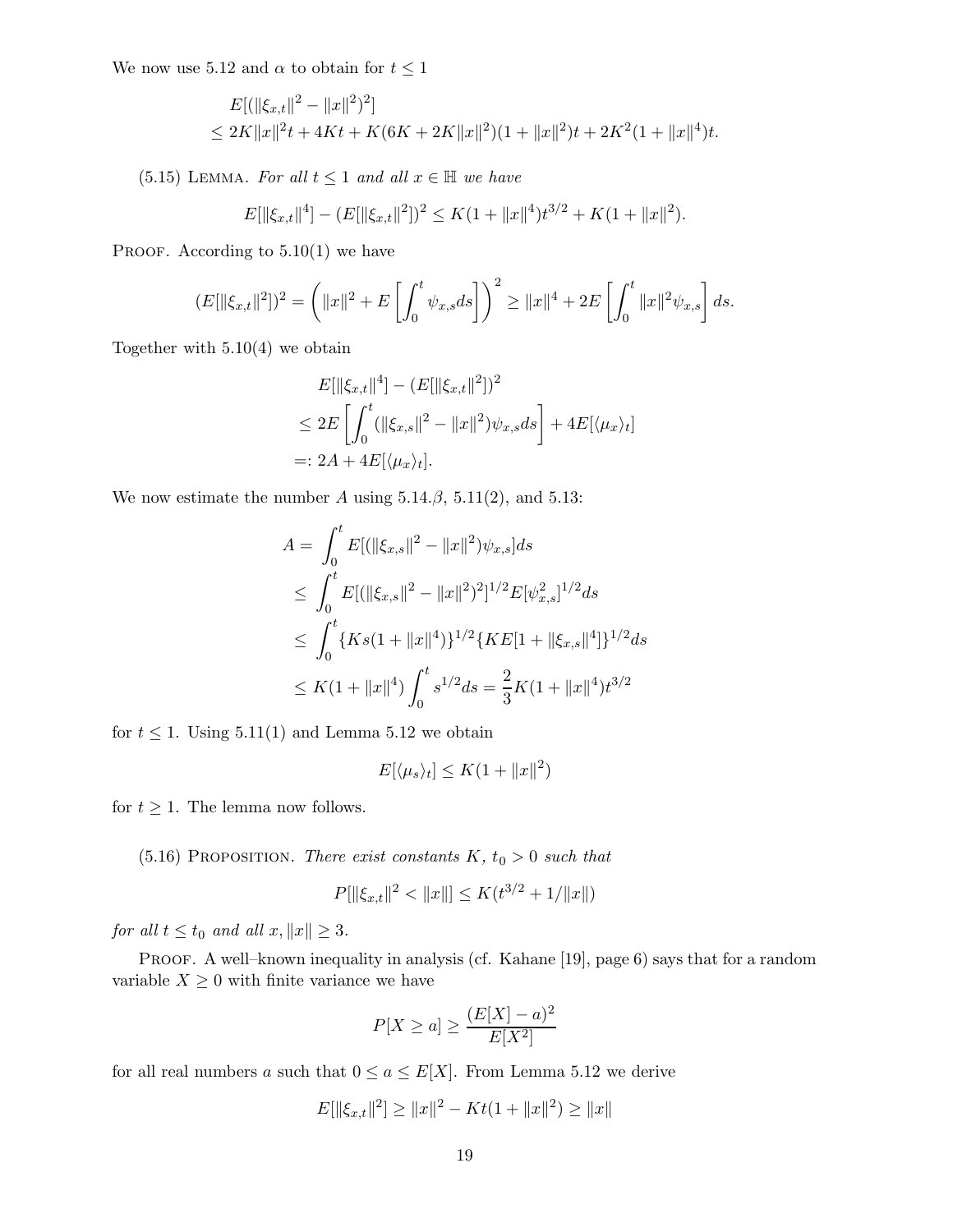We now use 5.12 and $\alpha$ to obtain for $t \leq 1$

$$
\begin{aligned}
&E[(\|\xi_{x,t}\|^2 - \|x\|^2)^2] \\
&\leq 2K\|x\|^2 t + 4Kt + K(6K + 2K\|x\|^2)(1 + \|x\|^2)t + 2K^2(1 + \|x\|^4)t.
\end{aligned}
$$

(5.15) Lemma. *For all $t \leq 1$ and all $x \in \mathbb{H}$ we have*

$$
E[\|\xi_{x,t}\|^4] - (E[\|\xi_{x,t}\|^2])^2 \leq K(1 + \|x\|^4)t^{3/2} + K(1 + \|x\|^2).
$$

Proof. According to 5.10(1) we have

$$
(E[\|\xi_{x,t}\|^2])^2 = \left( \|x\|^2 + E\left[\int_0^t \psi_{x,s} ds\right] \right)^2 \geq \|x\|^4 + 2E\left[\int_0^t \|x\|^2 \psi_{x,s}\right] ds.
$$

Together with 5.10(4) we obtain

$$
\begin{aligned}
&E[\|\xi_{x,t}\|^4] - (E[\|\xi_{x,t}\|^2])^2 \\
&\leq 2E\left[\int_0^t (\|\xi_{x,s}\|^2 - \|x\|^2)\psi_{x,s} ds\right] + 4E[\langle \mu_x \rangle_t] \\
&=: 2A + 4E[\langle \mu_x \rangle_t].
\end{aligned}
$$

We now estimate the number $A$ using 5.14.$\beta$, 5.11(2), and 5.13:

$$
\begin{aligned}
A =& \int_0^t E[(\|\xi_{x,s}\|^2 - \|x\|^2)\psi_{x,s}] ds \\
\leq& \int_0^t E[(\|\xi_{x,s}\|^2 - \|x\|^2)^2]^{1/2} E[\psi_{x,s}^2]^{1/2} ds \\
\leq& \int_0^t \{Ks(1 + \|x\|^4)\}^{1/2} \{KE[1 + \|\xi_{x,s}\|^4]\}^{1/2} ds \\
\leq& K(1 + \|x\|^4) \int_0^t s^{1/2} ds = \frac{2}{3}K(1 + \|x\|^4)t^{3/2}
\end{aligned}
$$

for $t \leq 1$. Using 5.11(1) and Lemma 5.12 we obtain

$$
E[\langle \mu_s \rangle_t] \leq K(1 + \|x\|^2)
$$

for $t \geq 1$. The lemma now follows.

(5.16) Proposition. *There exist constants $K$, $t_0 > 0$ such that*

$$
P[\|\xi_{x,t}\|^2 < \|x\|] \leq K(t^{3/2} + 1/\|x\|)
$$

*for all $t \leq t_0$ and all $x, \|x\| \geq 3$.*

Proof. A well–known inequality in analysis (cf. Kahane [19], page 6) says that for a random variable $X \geq 0$ with finite variance we have

$$
P[X \geq a] \geq \frac{(E[X] - a)^2}{E[X^2]}
$$

for all real numbers $a$ such that $0 \leq a \leq E[X]$. From Lemma 5.12 we derive

$$
E[\|\xi_{x,t}\|^2] \geq \|x\|^2 - Kt(1 + \|x\|^2) \geq \|x\|
$$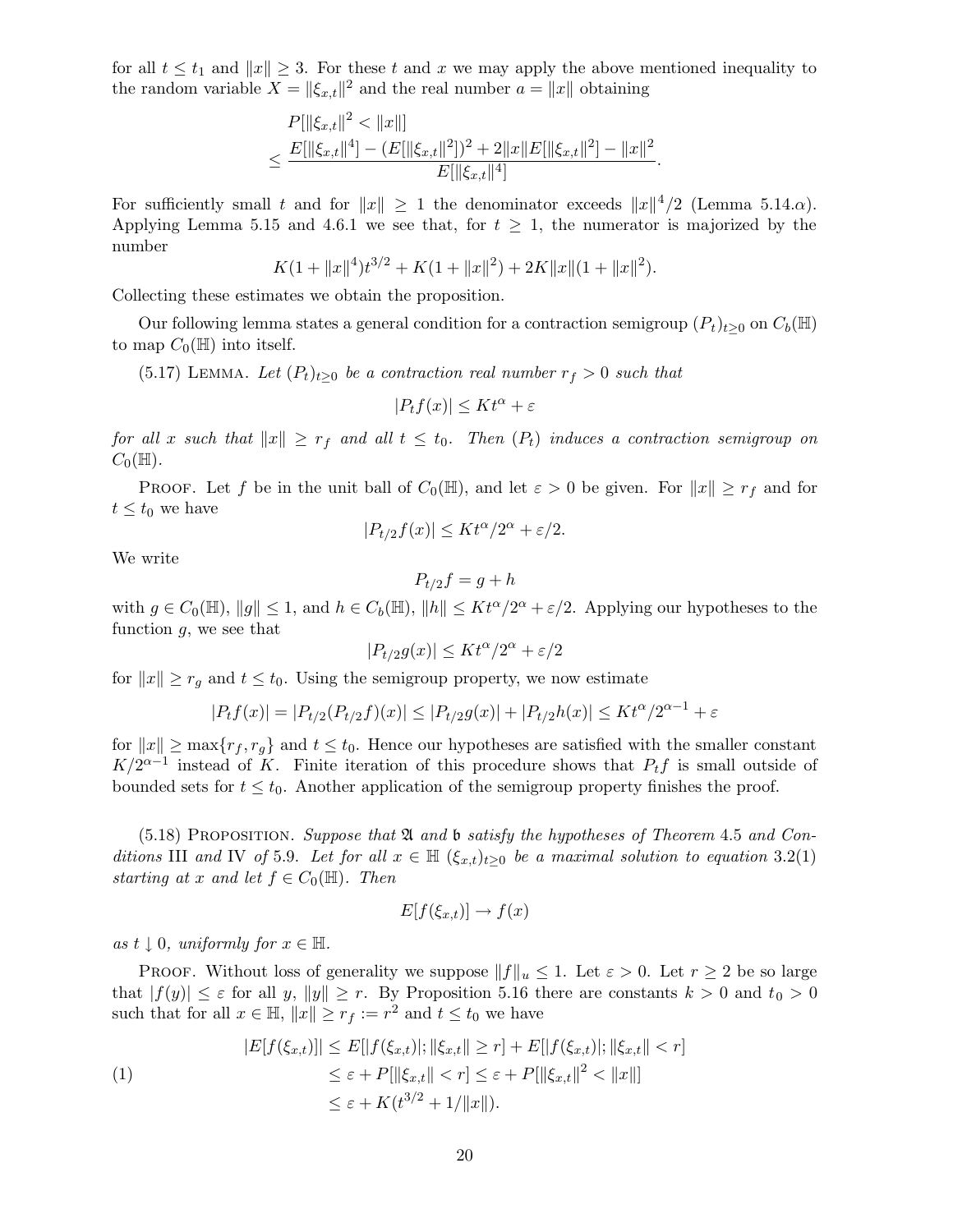for all $t \leq t_1$ and $\|x\| \geq 3$. For these $t$ and $x$ we may apply the above mentioned inequality to the random variable $X = \|\xi_{x,t}\|^2$ and the real number $a = \|x\|$ obtaining

$$
\begin{aligned}
&P[\|\xi_{x,t}\|^2 < \|x\|] \\
&\leq \frac{E[\|\xi_{x,t}\|^4] - (E[\|\xi_{x,t}\|^2])^2 + 2\|x\|E[\|\xi_{x,t}\|^2] - \|x\|^2}{E[\|\xi_{x,t}\|^4]}.
\end{aligned}
$$

For sufficiently small $t$ and for $\|x\| \geq 1$ the denominator exceeds $\|x\|^4/2$ (Lemma 5.14.$\alpha$). Applying Lemma 5.15 and 4.6.1 we see that, for $t \geq 1$, the numerator is majorized by the number

$$K(1 + \|x\|^4)t^{3/2} + K(1 + \|x\|^2) + 2K\|x\|(1 + \|x\|^2).$$

Collecting these estimates we obtain the proposition.

Our following lemma states a general condition for a contraction semigroup $(P_t)_{t\geq 0}$ on $C_b(\mathbb{H})$ to map $C_0(\mathbb{H})$ into itself.

(5.17) Lemma. *Let $(P_t)_{t\geq 0}$ be a contraction real number $r_f > 0$ such that*

$$|P_t f(x)| \leq Kt^\alpha + \varepsilon$$

*for all $x$ such that $\|x\| \geq r_f$ and all $t \leq t_0$. Then $(P_t)$ induces a contraction semigroup on $C_0(\mathbb{H})$.*

Proof. Let $f$ be in the unit ball of $C_0(\mathbb{H})$, and let $\varepsilon > 0$ be given. For $\|x\| \geq r_f$ and for $t \leq t_0$ we have

$$|P_{t/2} f(x)| \leq Kt^\alpha/2^\alpha + \varepsilon/2.$$

We write

$$P_{t/2} f = g + h$$

with $g \in C_0(\mathbb{H})$, $\|g\| \leq 1$, and $h \in C_b(\mathbb{H})$, $\|h\| \leq Kt^\alpha/2^\alpha + \varepsilon/2$. Applying our hypotheses to the function $g$, we see that

$$|P_{t/2} g(x)| \leq Kt^\alpha/2^\alpha + \varepsilon/2$$

for $\|x\| \geq r_g$ and $t \leq t_0$. Using the semigroup property, we now estimate

$$|P_t f(x)| = |P_{t/2}(P_{t/2} f)(x)| \leq |P_{t/2} g(x)| + |P_{t/2} h(x)| \leq Kt^\alpha/2^{\alpha-1} + \varepsilon$$

for $\|x\| \geq \max\{r_f, r_g\}$ and $t \leq t_0$. Hence our hypotheses are satisfied with the smaller constant $K/2^{\alpha-1}$ instead of $K$. Finite iteration of this procedure shows that $P_t f$ is small outside of bounded sets for $t \leq t_0$. Another application of the semigroup property finishes the proof.

(5.18) Proposition. *Suppose that $\mathfrak{A}$ and $\mathfrak{b}$ satisfy the hypotheses of Theorem 4.5 and Conditions III and IV of 5.9. Let for all $x \in \mathbb{H}$ $(\xi_{x,t})_{t\geq 0}$ be a maximal solution to equation 3.2(1) starting at $x$ and let $f \in C_0(\mathbb{H})$. Then*

$$E[f(\xi_{x,t})] \to f(x)$$

*as $t \downarrow 0$, uniformly for $x \in \mathbb{H}$.*

Proof. Without loss of generality we suppose $\|f\|_u \leq 1$. Let $\varepsilon > 0$. Let $r \geq 2$ be so large that $|f(y)| \leq \varepsilon$ for all $y$, $\|y\| \geq r$. By Proposition 5.16 there are constants $k > 0$ and $t_0 > 0$ such that for all $x \in \mathbb{H}$, $\|x\| \geq r_f := r^2$ and $t \leq t_0$ we have

$$
\begin{aligned}
|E[f(\xi_{x,t})]| &\leq E[|f(\xi_{x,t})|; \|\xi_{x,t}\| \geq r] + E[|f(\xi_{x,t})|; \|\xi_{x,t}\| < r] \\
&\leq \varepsilon + P[\|\xi_{x,t}\| < r] \leq \varepsilon + P[\|\xi_{x,t}\|^2 < \|x\|] \\
&\leq \varepsilon + K(t^{3/2} + 1/\|x\|).
\end{aligned} \tag{1}
$$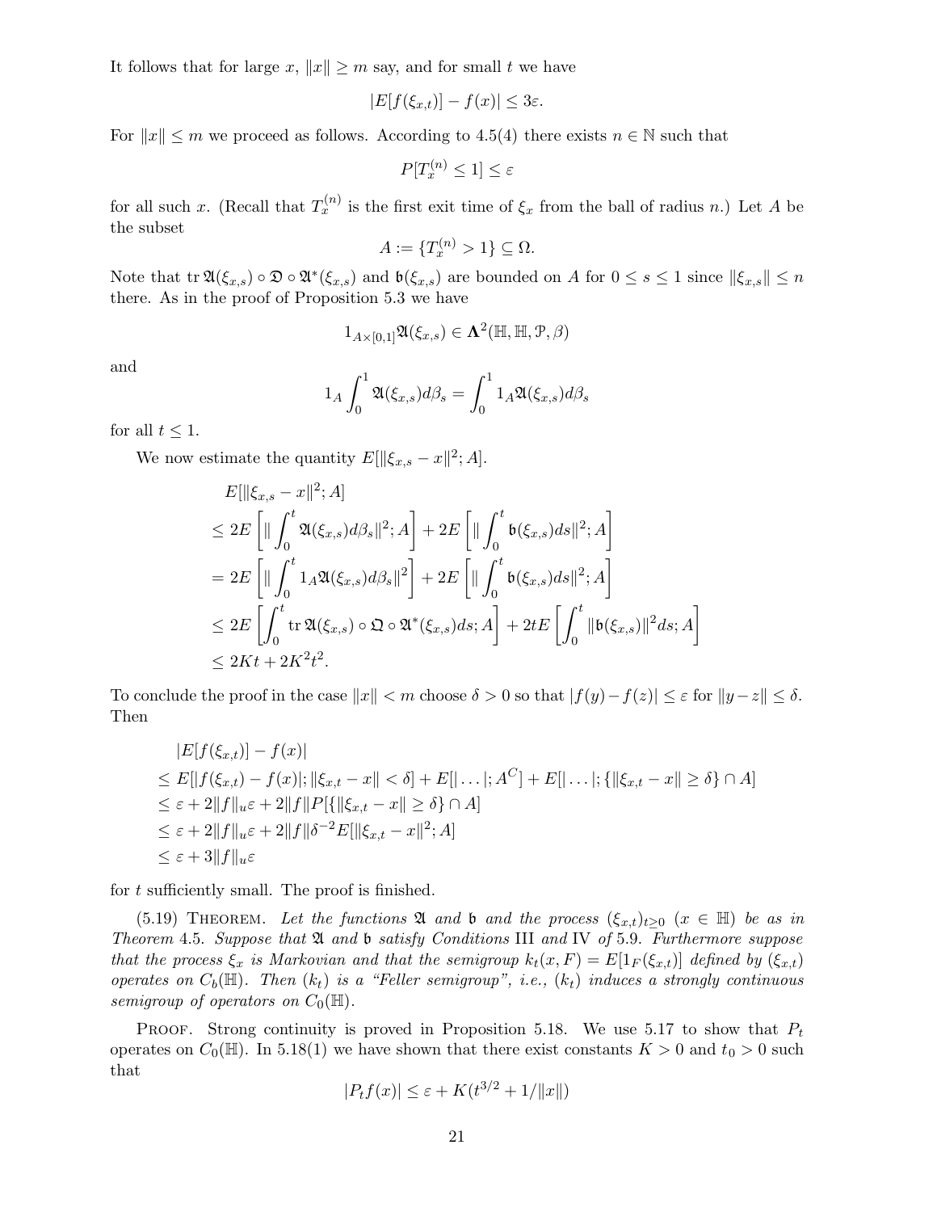It follows that for large $x$, $\|x\| \geq m$ say, and for small $t$ we have

$$|E[f(\xi_{x,t})] - f(x)| \leq 3\varepsilon.$$

For $\|x\| \leq m$ we proceed as follows. According to 4.5(4) there exists $n \in \mathbb{N}$ such that

$$P[T_x^{(n)} \leq 1] \leq \varepsilon$$

for all such $x$. (Recall that $T_x^{(n)}$ is the first exit time of $\xi_x$ from the ball of radius $n$.) Let $A$ be the subset

$$A := \{T_x^{(n)} > 1\} \subseteq \Omega.$$

Note that $\operatorname{tr} \mathfrak{A}(\xi_{x,s}) \circ \mathfrak{D} \circ \mathfrak{A}^*(\xi_{x,s})$ and $\mathfrak{b}(\xi_{x,s})$ are bounded on $A$ for $0 \leq s \leq 1$ since $\|\xi_{x,s}\| \leq n$ there. As in the proof of Proposition 5.3 we have

$$1_{A \times [0,1]} \mathfrak{A}(\xi_{x,s}) \in \mathbf{\Lambda}^2(\mathbb{H}, \mathbb{H}, \mathcal{P}, \beta)$$

and

$$1_A \int_0^1 \mathfrak{A}(\xi_{x,s}) d\beta_s = \int_0^1 1_A \mathfrak{A}(\xi_{x,s}) d\beta_s$$

for all $t \leq 1$.

We now estimate the quantity $E[\|\xi_{x,s} - x\|^2; A]$.

$$\begin{aligned}
&E[\|\xi_{x,s} - x\|^2; A] \\
&\leq 2E\left[\| \int_0^t \mathfrak{A}(\xi_{x,s}) d\beta_s \|^2; A\right] + 2E\left[\| \int_0^t \mathfrak{b}(\xi_{x,s}) ds \|^2; A\right] \\
&= 2E\left[\| \int_0^t 1_A \mathfrak{A}(\xi_{x,s}) d\beta_s \|^2\right] + 2E\left[\| \int_0^t \mathfrak{b}(\xi_{x,s}) ds \|^2; A\right] \\
&\leq 2E\left[\int_0^t \operatorname{tr} \mathfrak{A}(\xi_{x,s}) \circ \mathfrak{Q} \circ \mathfrak{A}^*(\xi_{x,s}) ds; A\right] + 2tE\left[\int_0^t \|\mathfrak{b}(\xi_{x,s})\|^2 ds; A\right] \\
&\leq 2Kt + 2K^2 t^2.
\end{aligned}$$

To conclude the proof in the case $\|x\| < m$ choose $\delta > 0$ so that $|f(y) - f(z)| \leq \varepsilon$ for $\|y - z\| \leq \delta$. Then

$$\begin{aligned}
&|E[f(\xi_{x,t})] - f(x)| \\
&\leq E[|f(\xi_{x,t}) - f(x)|; \|\xi_{x,t} - x\| < \delta] + E[| \dots |; A^C] + E[| \dots |; \{\|\xi_{x,t} - x\| \geq \delta\} \cap A] \\
&\leq \varepsilon + 2\|f\|_u \varepsilon + 2\|f\| P[\{\|\xi_{x,t} - x\| \geq \delta\} \cap A] \\
&\leq \varepsilon + 2\|f\|_u \varepsilon + 2\|f\| \delta^{-2} E[\|\xi_{x,t} - x\|^2; A] \\
&\leq \varepsilon + 3\|f\|_u \varepsilon
\end{aligned}$$

for $t$ sufficiently small. The proof is finished.

(5.19) THEOREM. *Let the functions $\mathfrak{A}$ and $\mathfrak{b}$ and the process $(\xi_{x,t})_{t \geq 0}$ ($x \in \mathbb{H}$) be as in Theorem 4.5. Suppose that $\mathfrak{A}$ and $\mathfrak{b}$ satisfy Conditions* III *and* IV *of 5.9. Furthermore suppose that the process $\xi_x$ is Markovian and that the semigroup $k_t(x, F) = E[1_F(\xi_{x,t})]$ defined by $(\xi_{x,t})$ operates on $C_b(\mathbb{H})$. Then $(k_t)$ is a "Feller semigroup", i.e., $(k_t)$ induces a strongly continuous semigroup of operators on $C_0(\mathbb{H})$.*

PROOF. Strong continuity is proved in Proposition 5.18. We use 5.17 to show that $P_t$ operates on $C_0(\mathbb{H})$. In 5.18(1) we have shown that there exist constants $K > 0$ and $t_0 > 0$ such that

$$|P_t f(x)| \leq \varepsilon + K(t^{3/2} + 1/\|x\|)$$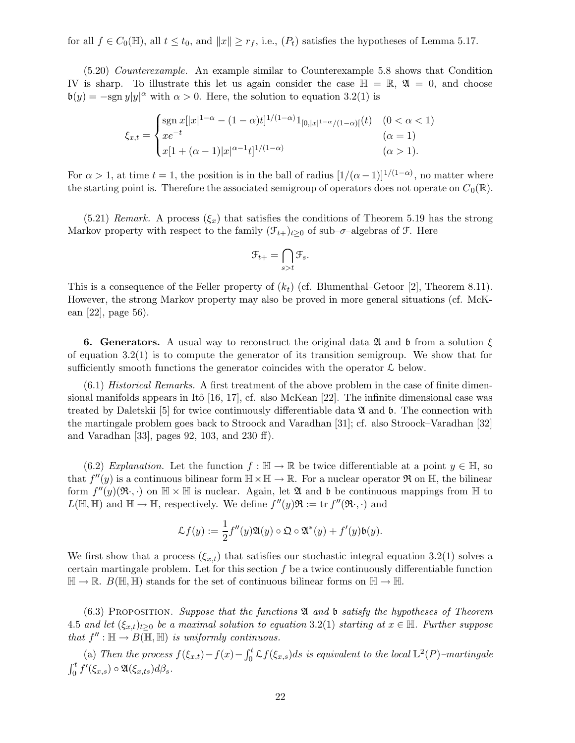for all $f \in C_0(\mathbb{H})$, all $t \le t_0$, and $\|x\| \ge r_f$, i.e., $(P_t)$ satisfies the hypotheses of Lemma 5.17.

(5.20) *Counterexample.* An example similar to Counterexample 5.8 shows that Condition IV is sharp. To illustrate this let us again consider the case $\mathbb{H} = \mathbb{R}$, $\mathfrak{A} = 0$, and choose $\mathfrak{b}(y) = -\operatorname{sgn} y|y|^\alpha$ with $\alpha > 0$. Here, the solution to equation 3.2(1) is

$$\xi_{x,t} = \begin{cases} \operatorname{sgn} x[|x|^{1-\alpha} - (1-\alpha)t]^{1/(1-\alpha)} 1_{[0,|x|^{1-\alpha}/(1-\alpha)[}(t) & (0 < \alpha < 1) \\ xe^{-t} & (\alpha = 1) \\ x[1 + (\alpha-1)|x|^{\alpha-1}t]^{1/(1-\alpha)} & (\alpha > 1). \end{cases}$$

For $\alpha > 1$, at time $t = 1$, the position is in the ball of radius $[1/(\alpha-1)]^{1/(1-\alpha)}$, no matter where the starting point is. Therefore the associated semigroup of operators does not operate on $C_0(\mathbb{R})$.

(5.21) *Remark.* A process $(\xi_x)$ that satisfies the conditions of Theorem 5.19 has the strong Markov property with respect to the family $(\mathcal{F}_{t+})_{t\ge 0}$ of sub–$\sigma$–algebras of $\mathcal{F}$. Here

$$\mathcal{F}_{t+} = \bigcap_{s>t} \mathcal{F}_s.$$

This is a consequence of the Feller property of $(k_t)$ (cf. Blumenthal–Getoor [2], Theorem 8.11). However, the strong Markov property may also be proved in more general situations (cf. McKean [22], page 56).

**6. Generators.** A usual way to reconstruct the original data $\mathfrak{A}$ and $\mathfrak{b}$ from a solution $\xi$ of equation 3.2(1) is to compute the generator of its transition semigroup. We show that for sufficiently smooth functions the generator coincides with the operator $\mathcal{L}$ below.

(6.1) *Historical Remarks.* A first treatment of the above problem in the case of finite dimensional manifolds appears in Itô [16, 17], cf. also McKean [22]. The infinite dimensional case was treated by Daletskii [5] for twice continuously differentiable data $\mathfrak{A}$ and $\mathfrak{b}$. The connection with the martingale problem goes back to Stroock and Varadhan [31]; cf. also Stroock–Varadhan [32] and Varadhan [33], pages 92, 103, and 230 ff).

(6.2) *Explanation.* Let the function $f : \mathbb{H} \to \mathbb{R}$ be twice differentiable at a point $y \in \mathbb{H}$, so that $f''(y)$ is a continuous bilinear form $\mathbb{H} \times \mathbb{H} \to \mathbb{R}$. For a nuclear operator $\mathfrak{R}$ on $\mathbb{H}$, the bilinear form $f''(y)(\mathfrak{R}\cdot, \cdot)$ on $\mathbb{H} \times \mathbb{H}$ is nuclear. Again, let $\mathfrak{A}$ and $\mathfrak{b}$ be continuous mappings from $\mathbb{H}$ to $L(\mathbb{H}, \mathbb{H})$ and $\mathbb{H} \to \mathbb{H}$, respectively. We define $f''(y)\mathfrak{R} := \operatorname{tr} f''(\mathfrak{R}\cdot, \cdot)$ and

$$\mathcal{L}f(y) := \frac{1}{2} f''(y)\mathfrak{A}(y) \circ \mathfrak{Q} \circ \mathfrak{A}^*(y) + f'(y)\mathfrak{b}(y).$$

We first show that a process $(\xi_{x,t})$ that satisfies our stochastic integral equation 3.2(1) solves a certain martingale problem. Let for this section $f$ be a twice continuously differentiable function $\mathbb{H} \to \mathbb{R}$. $B(\mathbb{H}, \mathbb{H})$ stands for the set of continuous bilinear forms on $\mathbb{H} \to \mathbb{H}$.

(6.3) PROPOSITION. *Suppose that the functions $\mathfrak{A}$ and $\mathfrak{b}$ satisfy the hypotheses of Theorem 4.5 and let $(\xi_{x,t})_{t\ge 0}$ be a maximal solution to equation 3.2(1) starting at $x \in \mathbb{H}$. Further suppose that $f'' : \mathbb{H} \to B(\mathbb{H}, \mathbb{H})$ is uniformly continuous.*

(a) *Then the process $f(\xi_{x,t}) - f(x) - \int_0^t \mathcal{L}f(\xi_{x,s})ds$ is equivalent to the local $\mathbb{L}^2(P)$–martingale $\int_0^t f'(\xi_{x,s}) \circ \mathfrak{A}(\xi_{x,ts})d\beta_s$.*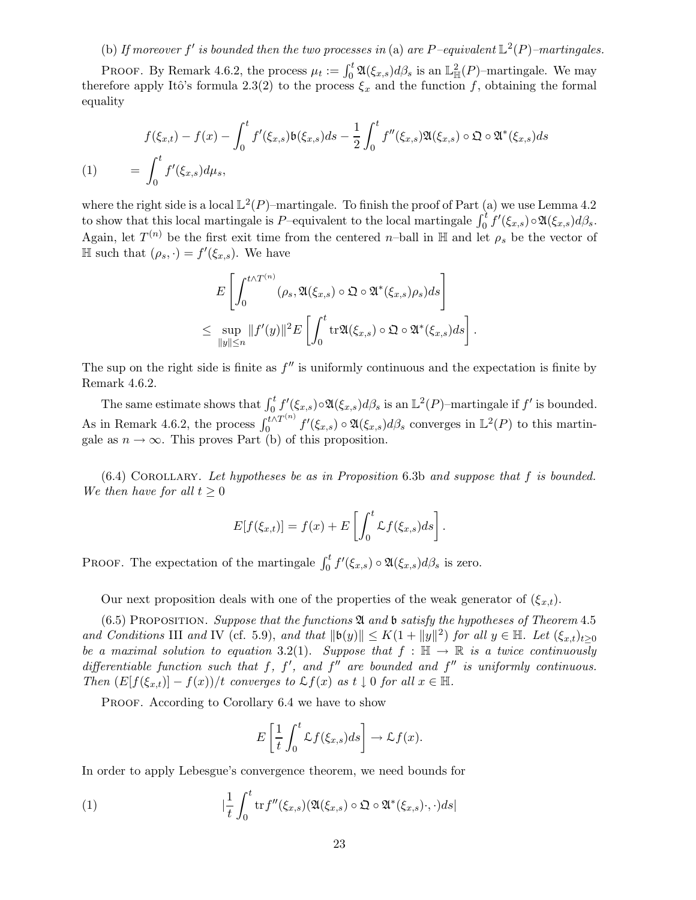(b) *If moreover $f'$ is bounded then the two processes in* (a) *are $P$–equivalent $\mathbb{L}^2(P)$–martingales.*

Proof. By Remark 4.6.2, the process $\mu_t := \int_0^t \mathfrak{A}(\xi_{x,s}) d\beta_s$ is an $\mathbb{L}^2_{\mathbb{H}}(P)$–martingale. We may therefore apply Itô's formula 2.3(2) to the process $\xi_x$ and the function $f$, obtaining the formal equality

$$
\begin{aligned}
&f(\xi_{x,t}) - f(x) - \int_0^t f'(\xi_{x,s})\mathfrak{b}(\xi_{x,s})ds - \frac{1}{2}\int_0^t f''(\xi_{x,s})\mathfrak{A}(\xi_{x,s}) \circ \mathfrak{Q} \circ \mathfrak{A}^*(\xi_{x,s})ds \\
(1) \qquad &= \int_0^t f'(\xi_{x,s})d\mu_s,
\end{aligned}
$$

where the right side is a local $\mathbb{L}^2(P)$–martingale. To finish the proof of Part (a) we use Lemma 4.2 to show that this local martingale is $P$–equivalent to the local martingale $\int_0^t f'(\xi_{x,s}) \circ \mathfrak{A}(\xi_{x,s}) d\beta_s$. Again, let $T^{(n)}$ be the first exit time from the centered $n$–ball in $\mathbb{H}$ and let $\rho_s$ be the vector of $\mathbb{H}$ such that $(\rho_s, \cdot) = f'(\xi_{x,s})$. We have

$$
\begin{aligned}
&E\left[\int_0^{t\wedge T^{(n)}} (\rho_s, \mathfrak{A}(\xi_{x,s}) \circ \mathfrak{Q} \circ \mathfrak{A}^*(\xi_{x,s})\rho_s)ds\right] \\
\leq \; &\sup_{\|y\|\leq n} \|f'(y)\|^2 E\left[\int_0^t \operatorname{tr}\mathfrak{A}(\xi_{x,s}) \circ \mathfrak{Q} \circ \mathfrak{A}^*(\xi_{x,s})ds\right].
\end{aligned}
$$

The sup on the right side is finite as $f''$ is uniformly continuous and the expectation is finite by Remark 4.6.2.

The same estimate shows that $\int_0^t f'(\xi_{x,s}) \circ \mathfrak{A}(\xi_{x,s}) d\beta_s$ is an $\mathbb{L}^2(P)$–martingale if $f'$ is bounded. As in Remark 4.6.2, the process $\int_0^{t\wedge T^{(n)}} f'(\xi_{x,s}) \circ \mathfrak{A}(\xi_{x,s}) d\beta_s$ converges in $\mathbb{L}^2(P)$ to this martingale as $n \to \infty$. This proves Part (b) of this proposition.

(6.4) Corollary. *Let hypotheses be as in Proposition* 6.3b *and suppose that $f$ is bounded. We then have for all $t \geq 0$*

$$
E[f(\xi_{x,t})] = f(x) + E\left[\int_0^t \mathfrak{L}f(\xi_{x,s})ds\right].
$$

Proof. The expectation of the martingale $\int_0^t f'(\xi_{x,s}) \circ \mathfrak{A}(\xi_{x,s}) d\beta_s$ is zero.

Our next proposition deals with one of the properties of the weak generator of $(\xi_{x,t})$.

(6.5) Proposition. *Suppose that the functions $\mathfrak{A}$ and $\mathfrak{b}$ satisfy the hypotheses of Theorem* 4.5 *and Conditions* III *and* IV (cf. 5.9), *and that $\|\mathfrak{b}(y)\| \leq K(1 + \|y\|^2)$ for all $y \in \mathbb{H}$. Let $(\xi_{x,t})_{t\geq 0}$ be a maximal solution to equation* 3.2(1). *Suppose that $f : \mathbb{H} \to \mathbb{R}$ is a twice continuously differentiable function such that $f$, $f'$, and $f''$ are bounded and $f''$ is uniformly continuous. Then $(E[f(\xi_{x,t})] - f(x))/t$ converges to $\mathfrak{L}f(x)$ as $t \downarrow 0$ for all $x \in \mathbb{H}$.*

Proof. According to Corollary 6.4 we have to show

$$
E\left[\frac{1}{t}\int_0^t \mathfrak{L}f(\xi_{x,s})ds\right] \to \mathfrak{L}f(x).
$$

In order to apply Lebesgue's convergence theorem, we need bounds for

$$
(1) \qquad |\frac{1}{t}\int_0^t \operatorname{tr} f''(\xi_{x,s})(\mathfrak{A}(\xi_{x,s}) \circ \mathfrak{Q} \circ \mathfrak{A}^*(\xi_{x,s})\cdot, \cdot)ds|
$$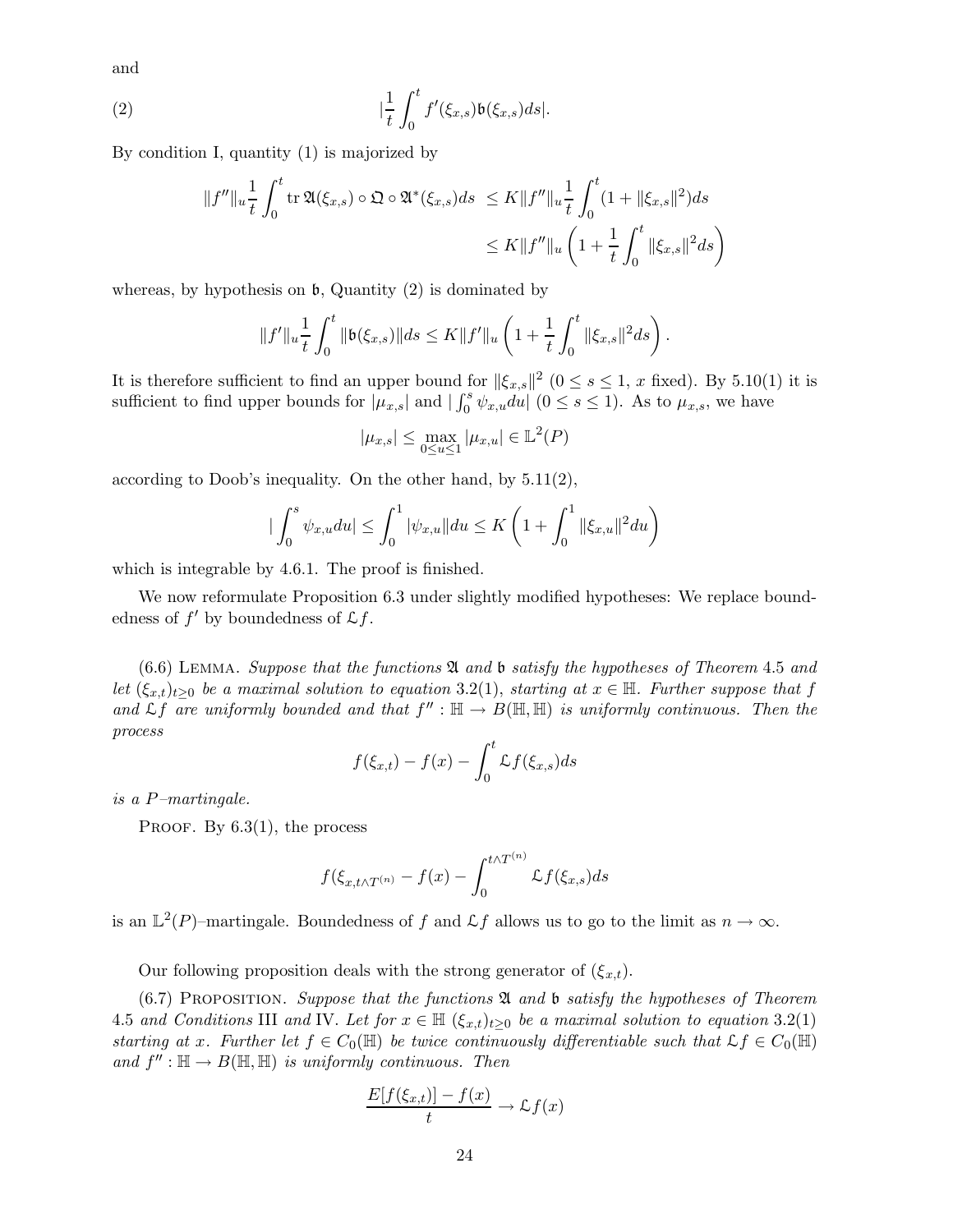and

$$(2) \qquad |\frac{1}{t}\int_0^t f'(\xi_{x,s})\mathfrak{b}(\xi_{x,s})ds|.$$

By condition I, quantity (1) is majorized by

$$\begin{aligned}\|f''\|_u \frac{1}{t}\int_0^t \operatorname{tr} \mathfrak{A}(\xi_{x,s})\circ\mathfrak{Q}\circ\mathfrak{A}^*(\xi_{x,s})ds &\le K\|f''\|_u\frac{1}{t}\int_0^t(1+\|\xi_{x,s}\|^2)ds \\ &\le K\|f''\|_u\left(1+\frac{1}{t}\int_0^t\|\xi_{x,s}\|^2 ds\right)\end{aligned}$$

whereas, by hypothesis on $\mathfrak{b}$, Quantity (2) is dominated by

$$\|f'\|_u\frac{1}{t}\int_0^t\|\mathfrak{b}(\xi_{x,s})\|ds \le K\|f'\|_u\left(1+\frac{1}{t}\int_0^t\|\xi_{x,s}\|^2ds\right).$$

It is therefore sufficient to find an upper bound for $\|\xi_{x,s}\|^2$ ($0\le s\le 1$, $x$ fixed). By 5.10(1) it is sufficient to find upper bounds for $|\mu_{x,s}|$ and $|\int_0^s\psi_{x,u}du|$ ($0\le s\le 1$). As to $\mu_{x,s}$, we have

$$|\mu_{x,s}|\le \max_{0\le u\le 1}|\mu_{x,u}|\in\mathbb{L}^2(P)$$

according to Doob's inequality. On the other hand, by 5.11(2),

$$|\int_0^s\psi_{x,u}du|\le\int_0^1|\psi_{x,u}|du\le K\left(1+\int_0^1\|\xi_{x,u}\|^2du\right)$$

which is integrable by 4.6.1. The proof is finished.

We now reformulate Proposition 6.3 under slightly modified hypotheses: We replace boundedness of $f'$ by boundedness of $\mathfrak{L}f$.

(6.6) Lemma. *Suppose that the functions $\mathfrak{A}$ and $\mathfrak{b}$ satisfy the hypotheses of Theorem 4.5 and let $(\xi_{x,t})_{t\ge0}$ be a maximal solution to equation 3.2(1), starting at $x\in\mathbb{H}$. Further suppose that $f$ and $\mathfrak{L}f$ are uniformly bounded and that $f'':\mathbb{H}\to B(\mathbb{H},\mathbb{H})$ is uniformly continuous. Then the process*

$$f(\xi_{x,t})-f(x)-\int_0^t\mathfrak{L}f(\xi_{x,s})ds$$

*is a $P$–martingale.*

Proof. By 6.3(1), the process

$$f(\xi_{x,t\wedge T^{(n)}}-f(x)-\int_0^{t\wedge T^{(n)}}\mathfrak{L}f(\xi_{x,s})ds$$

is an $\mathbb{L}^2(P)$–martingale. Boundedness of $f$ and $\mathfrak{L}f$ allows us to go to the limit as $n\to\infty$.

Our following proposition deals with the strong generator of $(\xi_{x,t})$.

(6.7) Proposition. *Suppose that the functions $\mathfrak{A}$ and $\mathfrak{b}$ satisfy the hypotheses of Theorem 4.5 and Conditions III and IV. Let for $x\in\mathbb{H}$ $(\xi_{x,t})_{t\ge0}$ be a maximal solution to equation 3.2(1) starting at $x$. Further let $f\in C_0(\mathbb{H})$ be twice continuously differentiable such that $\mathfrak{L}f\in C_0(\mathbb{H})$ and $f'':\mathbb{H}\to B(\mathbb{H},\mathbb{H})$ is uniformly continuous. Then*

$$\frac{E[f(\xi_{x,t})]-f(x)}{t}\to\mathfrak{L}f(x)$$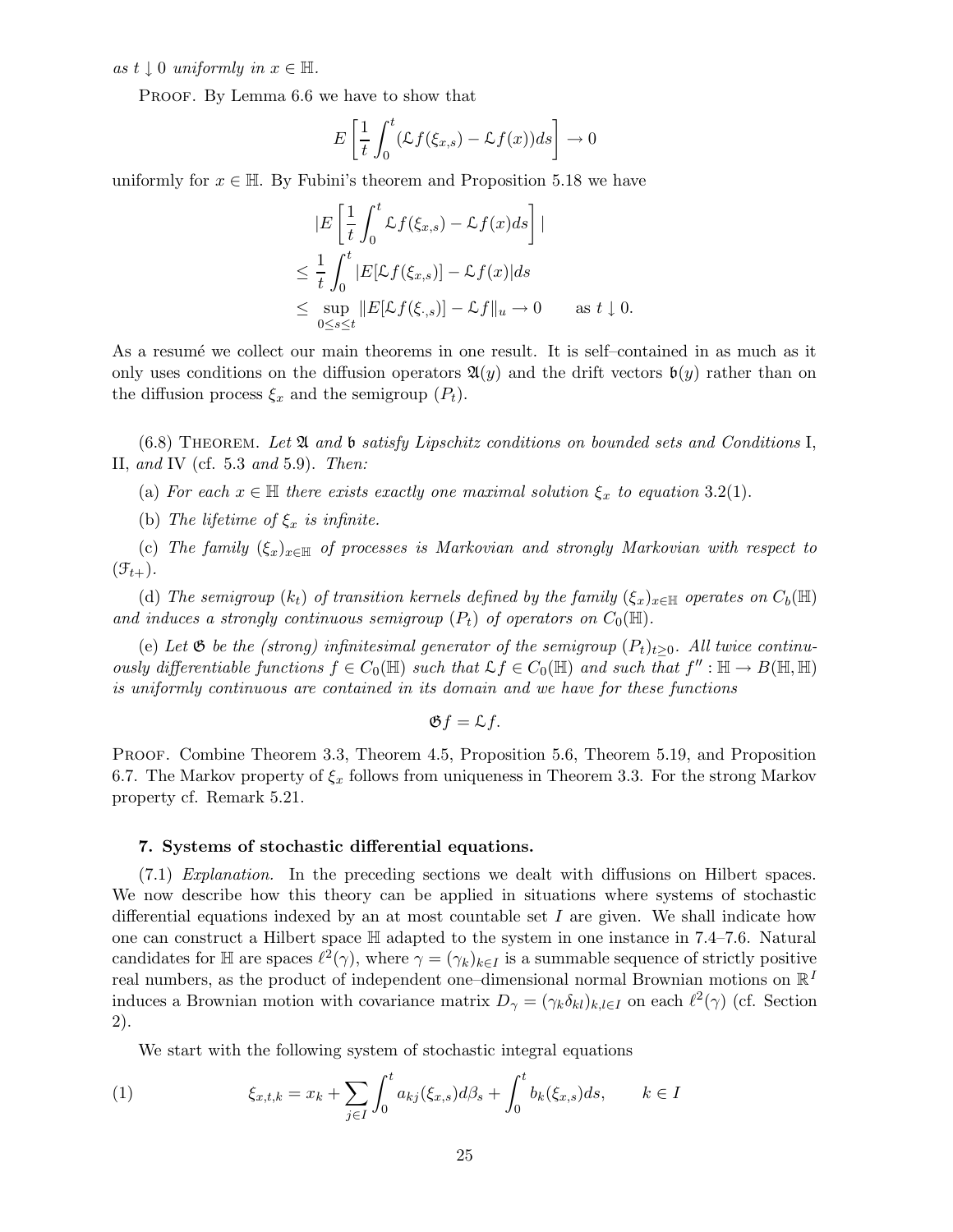*as $t \downarrow 0$ uniformly in $x \in \mathbb{H}$.*

Proof. By Lemma 6.6 we have to show that

$$E\left[\frac{1}{t}\int_0^t (\mathfrak{L}f(\xi_{x,s}) - \mathfrak{L}f(x))ds\right] \to 0$$

uniformly for $x \in \mathbb{H}$. By Fubini's theorem and Proposition 5.18 we have

$$\begin{aligned}
&|E\left[\frac{1}{t}\int_0^t \mathfrak{L}f(\xi_{x,s}) - \mathfrak{L}f(x)ds\right]| \\
&\leq \frac{1}{t}\int_0^t |E[\mathfrak{L}f(\xi_{x,s})] - \mathfrak{L}f(x)|ds \\
&\leq \sup_{0 \leq s \leq t} \|E[\mathfrak{L}f(\xi_{\cdot,s})] - \mathfrak{L}f\|_u \to 0 \qquad \text{as } t \downarrow 0.
\end{aligned}$$

As a resumé we collect our main theorems in one result. It is self–contained in as much as it only uses conditions on the diffusion operators $\mathfrak{A}(y)$ and the drift vectors $\mathfrak{b}(y)$ rather than on the diffusion process $\xi_x$ and the semigroup $(P_t)$.

(6.8) Theorem. *Let $\mathfrak{A}$ and $\mathfrak{b}$ satisfy Lipschitz conditions on bounded sets and Conditions* I, II, *and* IV *(cf.* 5.3 *and* 5.9*). Then:*

(a) *For each $x \in \mathbb{H}$ there exists exactly one maximal solution $\xi_x$ to equation* 3.2(1).

(b) *The lifetime of $\xi_x$ is infinite.*

(c) *The family $(\xi_x)_{x\in\mathbb{H}}$ of processes is Markovian and strongly Markovian with respect to $(\mathcal{F}_{t+})$.*

(d) *The semigroup $(k_t)$ of transition kernels defined by the family $(\xi_x)_{x\in\mathbb{H}}$ operates on $C_b(\mathbb{H})$ and induces a strongly continuous semigroup $(P_t)$ of operators on $C_0(\mathbb{H})$.*

(e) *Let $\mathfrak{G}$ be the (strong) infinitesimal generator of the semigroup $(P_t)_{t\geq 0}$. All twice continuously differentiable functions $f \in C_0(\mathbb{H})$ such that $\mathfrak{L}f \in C_0(\mathbb{H})$ and such that $f'' : \mathbb{H} \to B(\mathbb{H}, \mathbb{H})$ is uniformly continuous are contained in its domain and we have for these functions*

$$\mathfrak{G}f = \mathfrak{L}f.$$

Proof. Combine Theorem 3.3, Theorem 4.5, Proposition 5.6, Theorem 5.19, and Proposition 6.7. The Markov property of $\xi_x$ follows from uniqueness in Theorem 3.3. For the strong Markov property cf. Remark 5.21.

## 7. Systems of stochastic differential equations.

(7.1) *Explanation.* In the preceding sections we dealt with diffusions on Hilbert spaces. We now describe how this theory can be applied in situations where systems of stochastic differential equations indexed by an at most countable set $I$ are given. We shall indicate how one can construct a Hilbert space $\mathbb{H}$ adapted to the system in one instance in 7.4–7.6. Natural candidates for $\mathbb{H}$ are spaces $\ell^2(\gamma)$, where $\gamma = (\gamma_k)_{k\in I}$ is a summable sequence of strictly positive real numbers, as the product of independent one–dimensional normal Brownian motions on $\mathbb{R}^I$ induces a Brownian motion with covariance matrix $D_\gamma = (\gamma_k \delta_{kl})_{k,l\in I}$ on each $\ell^2(\gamma)$ (cf. Section 2).

We start with the following system of stochastic integral equations

$$\xi_{x,t,k} = x_k + \sum_{j\in I}\int_0^t a_{kj}(\xi_{x,s})d\beta_s + \int_0^t b_k(\xi_{x,s})ds, \qquad k \in I \tag{1}$$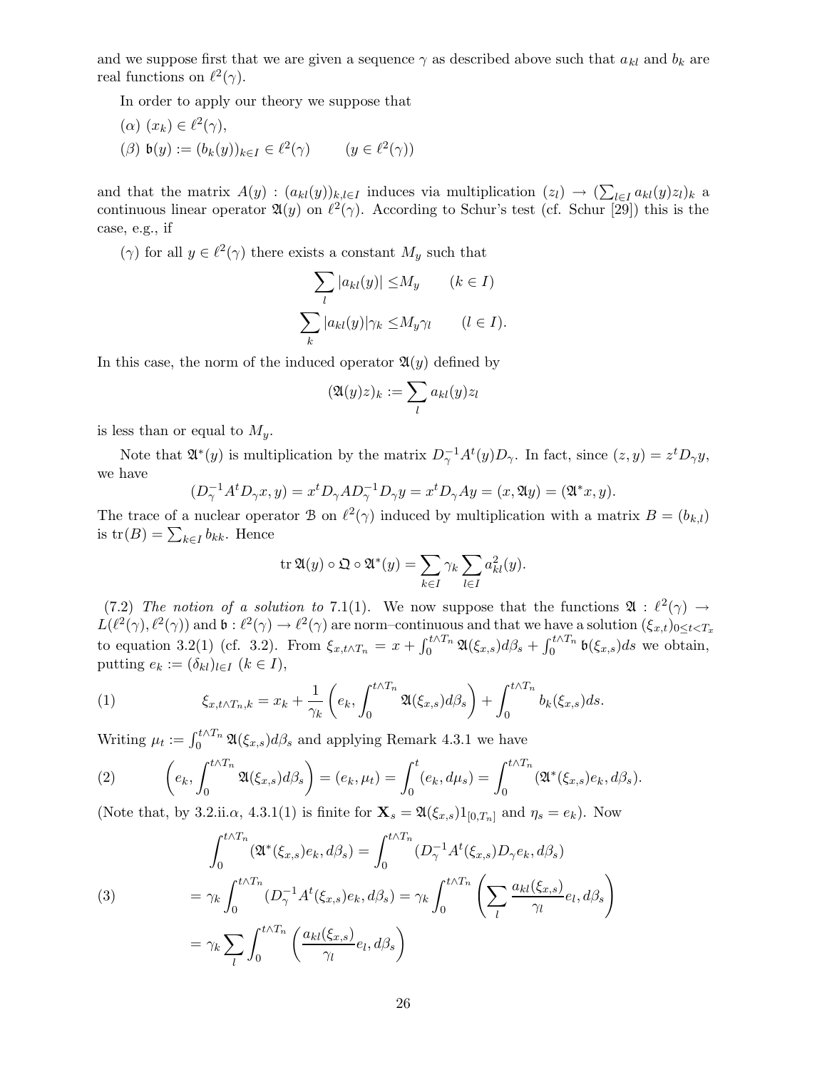and we suppose first that we are given a sequence $\gamma$ as described above such that $a_{kl}$ and $b_k$ are real functions on $\ell^2(\gamma)$.

In order to apply our theory we suppose that

($\alpha$) $(x_k) \in \ell^2(\gamma)$,

($\beta$) $\mathfrak{b}(y) := (b_k(y))_{k\in I} \in \ell^2(\gamma) \qquad (y \in \ell^2(\gamma))$

and that the matrix $A(y) : (a_{kl}(y))_{k,l\in I}$ induces via multiplication $(z_l) \to (\sum_{l\in I} a_{kl}(y) z_l)_k$ a continuous linear operator $\mathfrak{A}(y)$ on $\ell^2(\gamma)$. According to Schur's test (cf. Schur [29]) this is the case, e.g., if

($\gamma$) for all $y \in \ell^2(\gamma)$ there exists a constant $M_y$ such that

$$\sum_l |a_{kl}(y)| \leq M_y \qquad (k \in I)$$

$$\sum_k |a_{kl}(y)|\gamma_k \leq M_y \gamma_l \qquad (l \in I).$$

In this case, the norm of the induced operator $\mathfrak{A}(y)$ defined by

$$(\mathfrak{A}(y)z)_k := \sum_l a_{kl}(y) z_l$$

is less than or equal to $M_y$.

Note that $\mathfrak{A}^*(y)$ is multiplication by the matrix $D_\gamma^{-1} A^t(y) D_\gamma$. In fact, since $(z, y) = z^t D_\gamma y$, we have

$$(D_\gamma^{-1} A^t D_\gamma x, y) = x^t D_\gamma A D_\gamma^{-1} D_\gamma y = x^t D_\gamma A y = (x, \mathfrak{A}y) = (\mathfrak{A}^* x, y).$$

The trace of a nuclear operator $\mathcal{B}$ on $\ell^2(\gamma)$ induced by multiplication with a matrix $B = (b_{k,l})$ is $\mathrm{tr}(B) = \sum_{k\in I} b_{kk}$. Hence

$$\mathrm{tr}\, \mathfrak{A}(y) \circ \mathfrak{Q} \circ \mathfrak{A}^*(y) = \sum_{k\in I} \gamma_k \sum_{l\in I} a_{kl}^2(y).$$

(7.2) *The notion of a solution to* 7.1(1). We now suppose that the functions $\mathfrak{A} : \ell^2(\gamma) \to L(\ell^2(\gamma), \ell^2(\gamma))$ and $\mathfrak{b} : \ell^2(\gamma) \to \ell^2(\gamma)$ are norm–continuous and that we have a solution $(\xi_{x,t})_{0\leq t<T_x}$ to equation 3.2(1) (cf. 3.2). From $\xi_{x,t\wedge T_n} = x + \int_0^{t\wedge T_n} \mathfrak{A}(\xi_{x,s}) d\beta_s + \int_0^{t\wedge T_n} \mathfrak{b}(\xi_{x,s}) ds$ we obtain, putting $e_k := (\delta_{kl})_{l\in I}$ $(k \in I)$,

$$\xi_{x,t\wedge T_n,k} = x_k + \frac{1}{\gamma_k} \left( e_k, \int_0^{t\wedge T_n} \mathfrak{A}(\xi_{x,s}) d\beta_s \right) + \int_0^{t\wedge T_n} b_k(\xi_{x,s}) ds. \tag{1}$$

Writing $\mu_t := \int_0^{t\wedge T_n} \mathfrak{A}(\xi_{x,s}) d\beta_s$ and applying Remark 4.3.1 we have

$$\left( e_k, \int_0^{t\wedge T_n} \mathfrak{A}(\xi_{x,s}) d\beta_s \right) = (e_k, \mu_t) = \int_0^t (e_k, d\mu_s) = \int_0^{t\wedge T_n} (\mathfrak{A}^*(\xi_{x,s}) e_k, d\beta_s). \tag{2}$$

(Note that, by 3.2.ii.$\alpha$, 4.3.1(1) is finite for $\mathbf{X}_s = \mathfrak{A}(\xi_{x,s}) 1_{[0,T_n]}$ and $\eta_s = e_k$). Now

$$\begin{aligned}
\int_0^{t\wedge T_n} (\mathfrak{A}^*(\xi_{x,s}) e_k, d\beta_s) &= \int_0^{t\wedge T_n} (D_\gamma^{-1} A^t(\xi_{x,s}) D_\gamma e_k, d\beta_s) \\
&= \gamma_k \int_0^{t\wedge T_n} (D_\gamma^{-1} A^t(\xi_{x,s}) e_k, d\beta_s) = \gamma_k \int_0^{t\wedge T_n} \left( \sum_l \frac{a_{kl}(\xi_{x,s})}{\gamma_l} e_l, d\beta_s \right) \\
&= \gamma_k \sum_l \int_0^{t\wedge T_n} \left( \frac{a_{kl}(\xi_{x,s})}{\gamma_l} e_l, d\beta_s \right)
\end{aligned} \tag{3}$$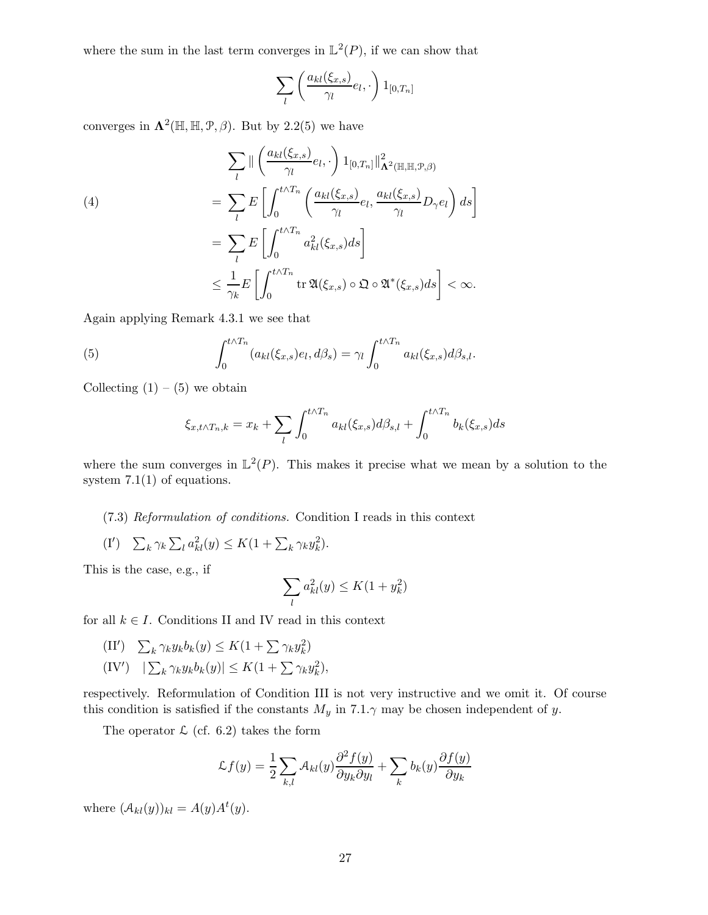where the sum in the last term converges in $\mathbb{L}^2(P)$, if we can show that

$$\sum_l \left( \frac{a_{kl}(\xi_{x,s})}{\gamma_l} e_l, \cdot \right) 1_{[0,T_n]}$$

converges in $\mathbf{\Lambda}^2(\mathbb{H}, \mathbb{H}, \mathcal{P}, \beta)$. But by 2.2(5) we have

$$
\begin{aligned}
(4) \qquad & \sum_l \| \left( \frac{a_{kl}(\xi_{x,s})}{\gamma_l} e_l, \cdot \right) 1_{[0,T_n]} \|^2_{\mathbf{\Lambda}^2(\mathbb{H},\mathbb{H},\mathcal{P},\beta)} \\
&= \sum_l E\left[ \int_0^{t\wedge T_n} \left( \frac{a_{kl}(\xi_{x,s})}{\gamma_l} e_l, \frac{a_{kl}(\xi_{x,s})}{\gamma_l} D_\gamma e_l \right) ds \right] \\
&= \sum_l E\left[ \int_0^{t\wedge T_n} a_{kl}^2(\xi_{x,s}) ds \right] \\
&\leq \frac{1}{\gamma_k} E\left[ \int_0^{t\wedge T_n} \operatorname{tr} \mathfrak{A}(\xi_{x,s}) \circ \mathfrak{Q} \circ \mathfrak{A}^*(\xi_{x,s}) ds \right] < \infty.
\end{aligned}
$$

Again applying Remark 4.3.1 we see that

$$(5) \qquad \int_0^{t\wedge T_n} (a_{kl}(\xi_{x,s}) e_l, d\beta_s) = \gamma_l \int_0^{t\wedge T_n} a_{kl}(\xi_{x,s}) d\beta_{s,l}.$$

Collecting (1) – (5) we obtain

$$\xi_{x,t\wedge T_n,k} = x_k + \sum_l \int_0^{t\wedge T_n} a_{kl}(\xi_{x,s}) d\beta_{s,l} + \int_0^{t\wedge T_n} b_k(\xi_{x,s}) ds$$

where the sum converges in $\mathbb{L}^2(P)$. This makes it precise what we mean by a solution to the system 7.1(1) of equations.

(7.3) *Reformulation of conditions.* Condition I reads in this context

(I′) $\sum_k \gamma_k \sum_l a_{kl}^2(y) \leq K(1 + \sum_k \gamma_k y_k^2)$.

This is the case, e.g., if

$$\sum_l a_{kl}^2(y) \leq K(1 + y_k^2)$$

for all $k \in I$. Conditions II and IV read in this context

(II′) $\sum_k \gamma_k y_k b_k(y) \leq K(1 + \sum \gamma_k y_k^2)$

(IV′) $|\sum_k \gamma_k y_k b_k(y)| \leq K(1 + \sum \gamma_k y_k^2)$,

respectively. Reformulation of Condition III is not very instructive and we omit it. Of course this condition is satisfied if the constants $M_y$ in 7.1.$\gamma$ may be chosen independent of $y$.

The operator $\mathcal{L}$ (cf. 6.2) takes the form

$$\mathcal{L} f(y) = \frac{1}{2} \sum_{k,l} \mathcal{A}_{kl}(y) \frac{\partial^2 f(y)}{\partial y_k \partial y_l} + \sum_k b_k(y) \frac{\partial f(y)}{\partial y_k}$$

where $(\mathcal{A}_{kl}(y))_{kl} = A(y) A^t(y)$.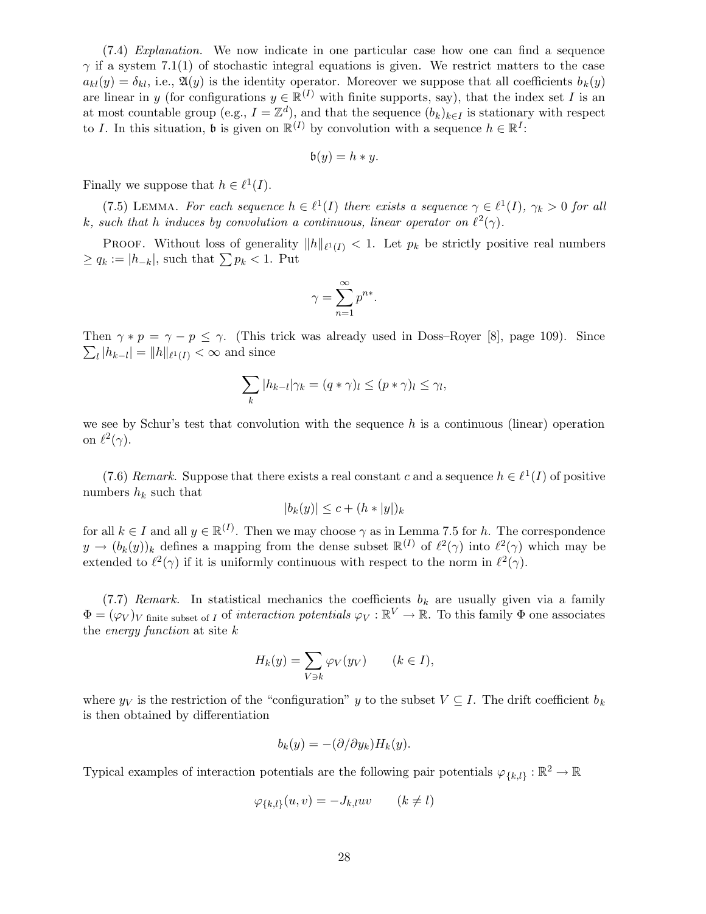(7.4) *Explanation.* We now indicate in one particular case how one can find a sequence $\gamma$ if a system 7.1(1) of stochastic integral equations is given. We restrict matters to the case $a_{kl}(y) = \delta_{kl}$, i.e., $\mathfrak{A}(y)$ is the identity operator. Moreover we suppose that all coefficients $b_k(y)$ are linear in $y$ (for configurations $y \in \mathbb{R}^{(I)}$ with finite supports, say), that the index set $I$ is an at most countable group (e.g., $I = \mathbb{Z}^d$), and that the sequence $(b_k)_{k \in I}$ is stationary with respect to $I$. In this situation, $\mathfrak{b}$ is given on $\mathbb{R}^{(I)}$ by convolution with a sequence $h \in \mathbb{R}^I$:

$$\mathfrak{b}(y) = h * y.$$

Finally we suppose that $h \in \ell^1(I)$.

(7.5) Lemma. *For each sequence $h \in \ell^1(I)$ there exists a sequence $\gamma \in \ell^1(I)$, $\gamma_k > 0$ for all $k$, such that $h$ induces by convolution a continuous, linear operator on $\ell^2(\gamma)$.*

Proof. Without loss of generality $\|h\|_{\ell^1(I)} < 1$. Let $p_k$ be strictly positive real numbers $\geq q_k := |h_{-k}|$, such that $\sum p_k < 1$. Put

$$\gamma = \sum_{n=1}^{\infty} p^{n*}.$$

Then $\gamma * p = \gamma - p \leq \gamma$. (This trick was already used in Doss–Royer [8], page 109). Since $\sum_l |h_{k-l}| = \|h\|_{\ell^1(I)} < \infty$ and since

$$\sum_k |h_{k-l}| \gamma_k = (q * \gamma)_l \leq (p * \gamma)_l \leq \gamma_l,$$

we see by Schur's test that convolution with the sequence $h$ is a continuous (linear) operation on $\ell^2(\gamma)$.

(7.6) *Remark.* Suppose that there exists a real constant $c$ and a sequence $h \in \ell^1(I)$ of positive numbers $h_k$ such that

$$|b_k(y)| \leq c + (h * |y|)_k$$

for all $k \in I$ and all $y \in \mathbb{R}^{(I)}$. Then we may choose $\gamma$ as in Lemma 7.5 for $h$. The correspondence $y \to (b_k(y))_k$ defines a mapping from the dense subset $\mathbb{R}^{(I)}$ of $\ell^2(\gamma)$ into $\ell^2(\gamma)$ which may be extended to $\ell^2(\gamma)$ if it is uniformly continuous with respect to the norm in $\ell^2(\gamma)$.

(7.7) *Remark.* In statistical mechanics the coefficients $b_k$ are usually given via a family $\Phi = (\varphi_V)_{V \text{ finite subset of } I}$ of *interaction potentials* $\varphi_V : \mathbb{R}^V \to \mathbb{R}$. To this family $\Phi$ one associates the *energy function* at site $k$

$$H_k(y) = \sum_{V \ni k} \varphi_V(y_V) \qquad (k \in I),$$

where $y_V$ is the restriction of the "configuration" $y$ to the subset $V \subseteq I$. The drift coefficient $b_k$ is then obtained by differentiation

$$b_k(y) = -(\partial / \partial y_k) H_k(y).$$

Typical examples of interaction potentials are the following pair potentials $\varphi_{\{k,l\}} : \mathbb{R}^2 \to \mathbb{R}$

$$\varphi_{\{k,l\}}(u, v) = -J_{k,l} uv \qquad (k \neq l)$$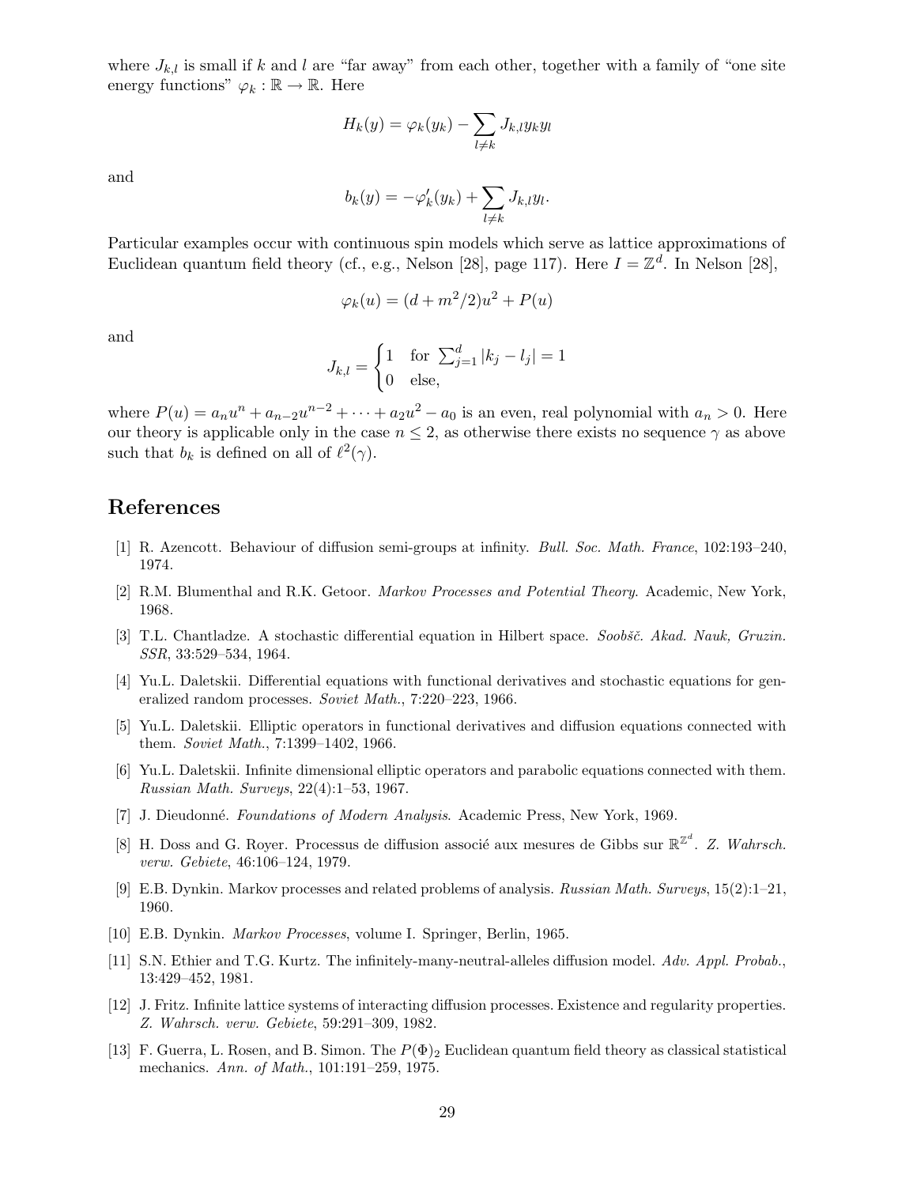where $J_{k,l}$ is small if $k$ and $l$ are "far away" from each other, together with a family of "one site energy functions" $\varphi_k : \mathbb{R} \to \mathbb{R}$. Here

$$H_k(y) = \varphi_k(y_k) - \sum_{l \neq k} J_{k,l} y_k y_l$$

and

$$b_k(y) = -\varphi_k'(y_k) + \sum_{l \neq k} J_{k,l} y_l.$$

Particular examples occur with continuous spin models which serve as lattice approximations of Euclidean quantum field theory (cf., e.g., Nelson [28], page 117). Here $I = \mathbb{Z}^d$. In Nelson [28],

$$\varphi_k(u) = (d + m^2/2)u^2 + P(u)$$

and

$$J_{k,l} = \begin{cases} 1 & \text{for } \sum_{j=1}^d |k_j - l_j| = 1 \\ 0 & \text{else,} \end{cases}$$

where $P(u) = a_n u^n + a_{n-2}u^{n-2} + \cdots + a_2 u^2 - a_0$ is an even, real polynomial with $a_n > 0$. Here our theory is applicable only in the case $n \leq 2$, as otherwise there exists no sequence $\gamma$ as above such that $b_k$ is defined on all of $\ell^2(\gamma)$.

## References

[1] R. Azencott. Behaviour of diffusion semi-groups at infinity. *Bull. Soc. Math. France*, 102:193–240, 1974.

[2] R.M. Blumenthal and R.K. Getoor. *Markov Processes and Potential Theory.* Academic, New York, 1968.

[3] T.L. Chantladze. A stochastic differential equation in Hilbert space. *Soobšč. Akad. Nauk, Gruzin. SSR*, 33:529–534, 1964.

[4] Yu.L. Daletskii. Differential equations with functional derivatives and stochastic equations for generalized random processes. *Soviet Math.*, 7:220–223, 1966.

[5] Yu.L. Daletskii. Elliptic operators in functional derivatives and diffusion equations connected with them. *Soviet Math.*, 7:1399–1402, 1966.

[6] Yu.L. Daletskii. Infinite dimensional elliptic operators and parabolic equations connected with them. *Russian Math. Surveys*, 22(4):1–53, 1967.

[7] J. Dieudonné. *Foundations of Modern Analysis*. Academic Press, New York, 1969.

[8] H. Doss and G. Royer. Processus de diffusion associé aux mesures de Gibbs sur $\mathbb{R}^{\mathbb{Z}^d}$. *Z. Wahrsch. verw. Gebiete*, 46:106–124, 1979.

[9] E.B. Dynkin. Markov processes and related problems of analysis. *Russian Math. Surveys*, 15(2):1–21, 1960.

[10] E.B. Dynkin. *Markov Processes*, volume I. Springer, Berlin, 1965.

[11] S.N. Ethier and T.G. Kurtz. The infinitely-many-neutral-alleles diffusion model. *Adv. Appl. Probab.*, 13:429–452, 1981.

[12] J. Fritz. Infinite lattice systems of interacting diffusion processes. Existence and regularity properties. *Z. Wahrsch. verw. Gebiete*, 59:291–309, 1982.

[13] F. Guerra, L. Rosen, and B. Simon. The $P(\Phi)_2$ Euclidean quantum field theory as classical statistical mechanics. *Ann. of Math.*, 101:191–259, 1975.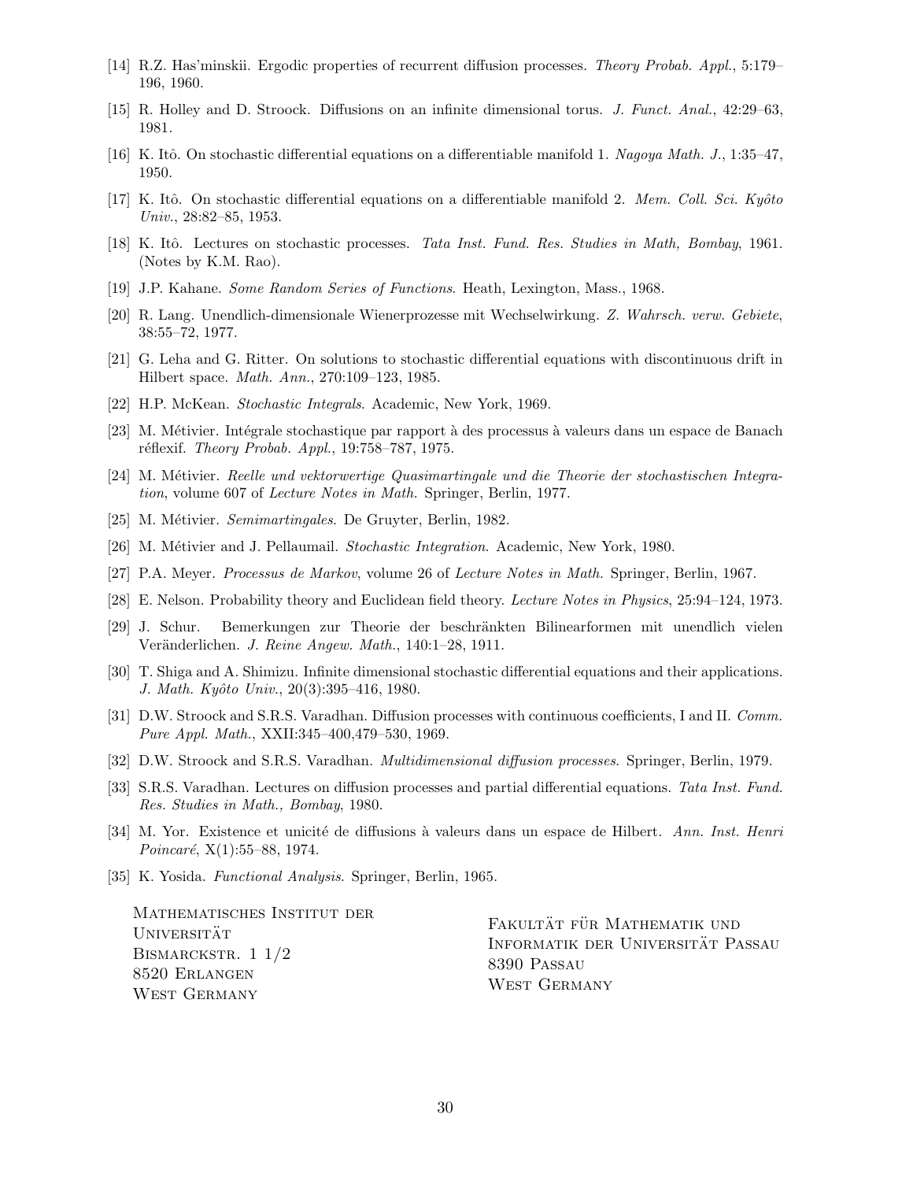[14] R.Z. Has'minskii. Ergodic properties of recurrent diffusion processes. *Theory Probab. Appl.*, 5:179–196, 1960.

[15] R. Holley and D. Stroock. Diffusions on an infinite dimensional torus. *J. Funct. Anal.*, 42:29–63, 1981.

[16] K. Itô. On stochastic differential equations on a differentiable manifold 1. *Nagoya Math. J.*, 1:35–47, 1950.

[17] K. Itô. On stochastic differential equations on a differentiable manifold 2. *Mem. Coll. Sci. Kyôto Univ.*, 28:82–85, 1953.

[18] K. Itô. Lectures on stochastic processes. *Tata Inst. Fund. Res. Studies in Math, Bombay*, 1961. (Notes by K.M. Rao).

[19] J.P. Kahane. *Some Random Series of Functions*. Heath, Lexington, Mass., 1968.

[20] R. Lang. Unendlich-dimensionale Wienerprozesse mit Wechselwirkung. *Z. Wahrsch. verw. Gebiete*, 38:55–72, 1977.

[21] G. Leha and G. Ritter. On solutions to stochastic differential equations with discontinuous drift in Hilbert space. *Math. Ann.*, 270:109–123, 1985.

[22] H.P. McKean. *Stochastic Integrals*. Academic, New York, 1969.

[23] M. Métivier. Intégrale stochastique par rapport à des processus à valeurs dans un espace de Banach réflexif. *Theory Probab. Appl.*, 19:758–787, 1975.

[24] M. Métivier. *Reelle und vektorwertige Quasimartingale und die Theorie der stochastischen Integration*, volume 607 of *Lecture Notes in Math.* Springer, Berlin, 1977.

[25] M. Métivier. *Semimartingales*. De Gruyter, Berlin, 1982.

[26] M. Métivier and J. Pellaumail. *Stochastic Integration*. Academic, New York, 1980.

[27] P.A. Meyer. *Processus de Markov*, volume 26 of *Lecture Notes in Math.* Springer, Berlin, 1967.

[28] E. Nelson. Probability theory and Euclidean field theory. *Lecture Notes in Physics*, 25:94–124, 1973.

[29] J. Schur. Bemerkungen zur Theorie der beschränkten Bilinearformen mit unendlich vielen Veränderlichen. *J. Reine Angew. Math.*, 140:1–28, 1911.

[30] T. Shiga and A. Shimizu. Infinite dimensional stochastic differential equations and their applications. *J. Math. Kyôto Univ.*, 20(3):395–416, 1980.

[31] D.W. Stroock and S.R.S. Varadhan. Diffusion processes with continuous coefficients, I and II. *Comm. Pure Appl. Math.*, XXII:345–400,479–530, 1969.

[32] D.W. Stroock and S.R.S. Varadhan. *Multidimensional diffusion processes*. Springer, Berlin, 1979.

[33] S.R.S. Varadhan. Lectures on diffusion processes and partial differential equations. *Tata Inst. Fund. Res. Studies in Math., Bombay*, 1980.

[34] M. Yor. Existence et unicité de diffusions à valeurs dans un espace de Hilbert. *Ann. Inst. Henri Poincaré*, X(1):55–88, 1974.

[35] K. Yosida. *Functional Analysis*. Springer, Berlin, 1965.

Mathematisches Institut der  
Universität  
Bismarckstr. 1 1/2  
8520 Erlangen  
West Germany

Fakultät für Mathematik und  
Informatik der Universität Passau  
8390 Passau  
West Germany